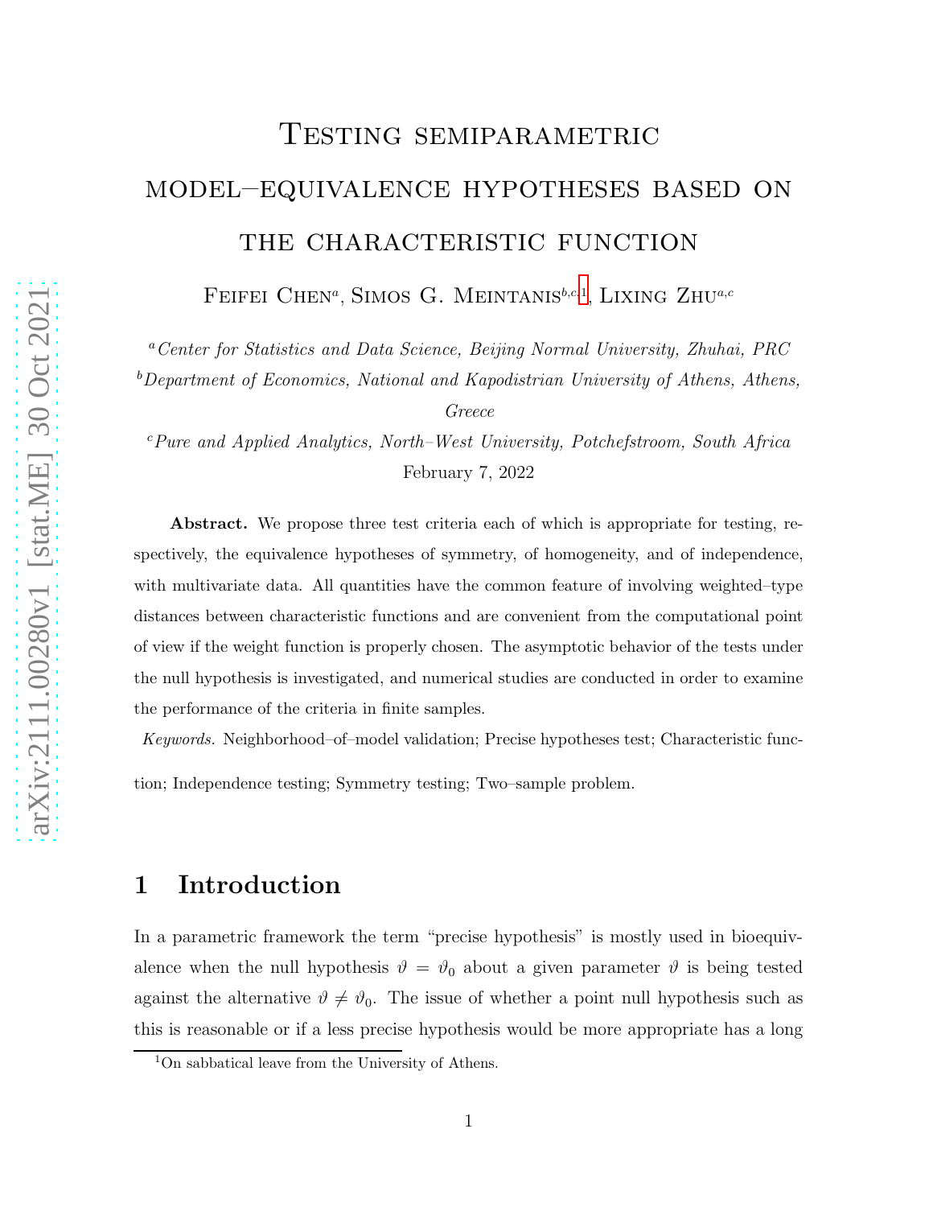# Testing semiparametric model–equivalence hypotheses based on the characteristic function

Feifei Chen[a], Simos G. Meintanis[b,c,1], Lixing Zhu[a,c]

[a]*Center for Statistics and Data Science, Beijing Normal University, Zhuhai, PRC*

[b]*Department of Economics, National and Kapodistrian University of Athens, Athens, Greece*

[c]*Pure and Applied Analytics, North–West University, Potchefstroom, South Africa*

February 7, 2022

**Abstract.** We propose three test criteria each of which is appropriate for testing, respectively, the equivalence hypotheses of symmetry, of homogeneity, and of independence, with multivariate data. All quantities have the common feature of involving weighted–type distances between characteristic functions and are convenient from the computational point of view if the weight function is properly chosen. The asymptotic behavior of the tests under the null hypothesis is investigated, and numerical studies are conducted in order to examine the performance of the criteria in finite samples.

*Keywords.* Neighborhood–of–model validation; Precise hypotheses test; Characteristic function; Independence testing; Symmetry testing; Two–sample problem.

## 1 Introduction

In a parametric framework the term "precise hypothesis" is mostly used in bioequivalence when the null hypothesis $\vartheta = \vartheta_0$ about a given parameter $\vartheta$ is being tested against the alternative $\vartheta \neq \vartheta_0$. The issue of whether a point null hypothesis such as this is reasonable or if a less precise hypothesis would be more appropriate has a long

[1]On sabbatical leave from the University of Athens.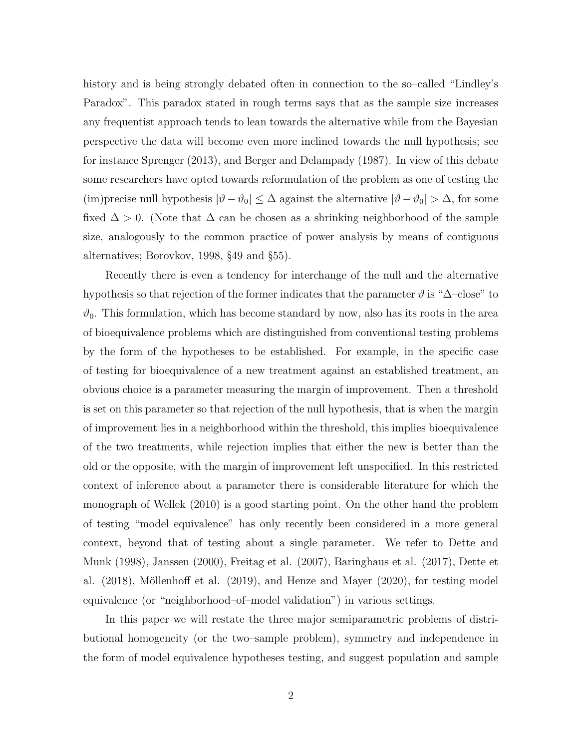history and is being strongly debated often in connection to the so–called "Lindley's Paradox". This paradox stated in rough terms says that as the sample size increases any frequentist approach tends to lean towards the alternative while from the Bayesian perspective the data will become even more inclined towards the null hypothesis; see for instance Sprenger (2013), and Berger and Delampady (1987). In view of this debate some researchers have opted towards reformulation of the problem as one of testing the (im)precise null hypothesis $|\vartheta - \vartheta_0| \leq \Delta$ against the alternative $|\vartheta - \vartheta_0| > \Delta$, for some fixed $\Delta > 0$. (Note that $\Delta$ can be chosen as a shrinking neighborhood of the sample size, analogously to the common practice of power analysis by means of contiguous alternatives; Borovkov, 1998, §49 and §55).

Recently there is even a tendency for interchange of the null and the alternative hypothesis so that rejection of the former indicates that the parameter $\vartheta$ is "$\Delta$–close" to $\vartheta_0$. This formulation, which has become standard by now, also has its roots in the area of bioequivalence problems which are distinguished from conventional testing problems by the form of the hypotheses to be established. For example, in the specific case of testing for bioequivalence of a new treatment against an established treatment, an obvious choice is a parameter measuring the margin of improvement. Then a threshold is set on this parameter so that rejection of the null hypothesis, that is when the margin of improvement lies in a neighborhood within the threshold, this implies bioequivalence of the two treatments, while rejection implies that either the new is better than the old or the opposite, with the margin of improvement left unspecified. In this restricted context of inference about a parameter there is considerable literature for which the monograph of Wellek (2010) is a good starting point. On the other hand the problem of testing "model equivalence" has only recently been considered in a more general context, beyond that of testing about a single parameter. We refer to Dette and Munk (1998), Janssen (2000), Freitag et al. (2007), Baringhaus et al. (2017), Dette et al. (2018), Möllenhoff et al. (2019), and Henze and Mayer (2020), for testing model equivalence (or "neighborhood–of–model validation") in various settings.

In this paper we will restate the three major semiparametric problems of distributional homogeneity (or the two–sample problem), symmetry and independence in the form of model equivalence hypotheses testing, and suggest population and sample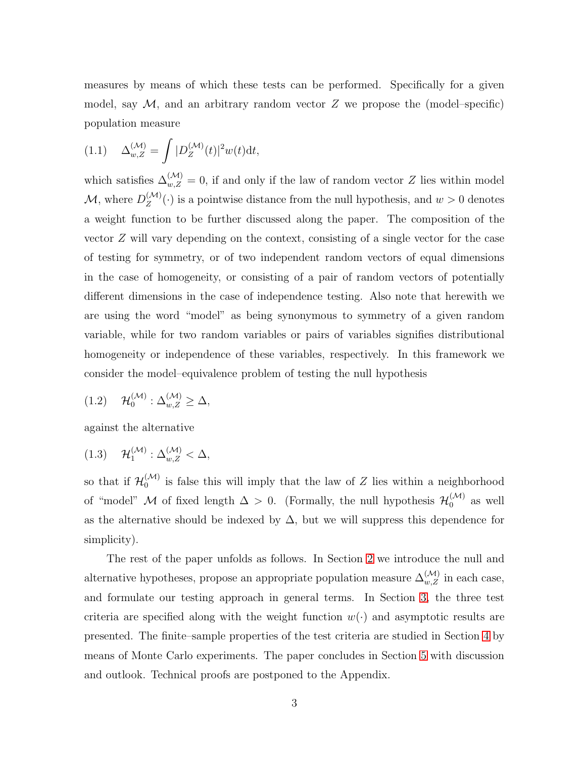measures by means of which these tests can be performed. Specifically for a given model, say $\mathcal{M}$, and an arbitrary random vector $Z$ we propose the (model–specific) population measure

$$(1.1) \quad \Delta_{w,Z}^{(\mathcal{M})} = \int |D_Z^{(\mathcal{M})}(t)|^2 w(t) \mathrm{d}t,$$

which satisfies $\Delta_{w,Z}^{(\mathcal{M})} = 0$, if and only if the law of random vector $Z$ lies within model $\mathcal{M}$, where $D_Z^{(\mathcal{M})}(\cdot)$ is a pointwise distance from the null hypothesis, and $w > 0$ denotes a weight function to be further discussed along the paper. The composition of the vector $Z$ will vary depending on the context, consisting of a single vector for the case of testing for symmetry, or of two independent random vectors of equal dimensions in the case of homogeneity, or consisting of a pair of random vectors of potentially different dimensions in the case of independence testing. Also note that herewith we are using the word "model" as being synonymous to symmetry of a given random variable, while for two random variables or pairs of variables signifies distributional homogeneity or independence of these variables, respectively. In this framework we consider the model–equivalence problem of testing the null hypothesis

$$(1.2) \quad \mathcal{H}_0^{(\mathcal{M})} : \Delta_{w,Z}^{(\mathcal{M})} \geq \Delta,$$

against the alternative

$$(1.3) \quad \mathcal{H}_1^{(\mathcal{M})} : \Delta_{w,Z}^{(\mathcal{M})} < \Delta,$$

so that if $\mathcal{H}_0^{(\mathcal{M})}$ is false this will imply that the law of $Z$ lies within a neighborhood of "model" $\mathcal{M}$ of fixed length $\Delta > 0$. (Formally, the null hypothesis $\mathcal{H}_0^{(\mathcal{M})}$ as well as the alternative should be indexed by $\Delta$, but we will suppress this dependence for simplicity).

The rest of the paper unfolds as follows. In Section 2 we introduce the null and alternative hypotheses, propose an appropriate population measure $\Delta_{w,Z}^{(\mathcal{M})}$ in each case, and formulate our testing approach in general terms. In Section 3, the three test criteria are specified along with the weight function $w(\cdot)$ and asymptotic results are presented. The finite–sample properties of the test criteria are studied in Section 4 by means of Monte Carlo experiments. The paper concludes in Section 5 with discussion and outlook. Technical proofs are postponed to the Appendix.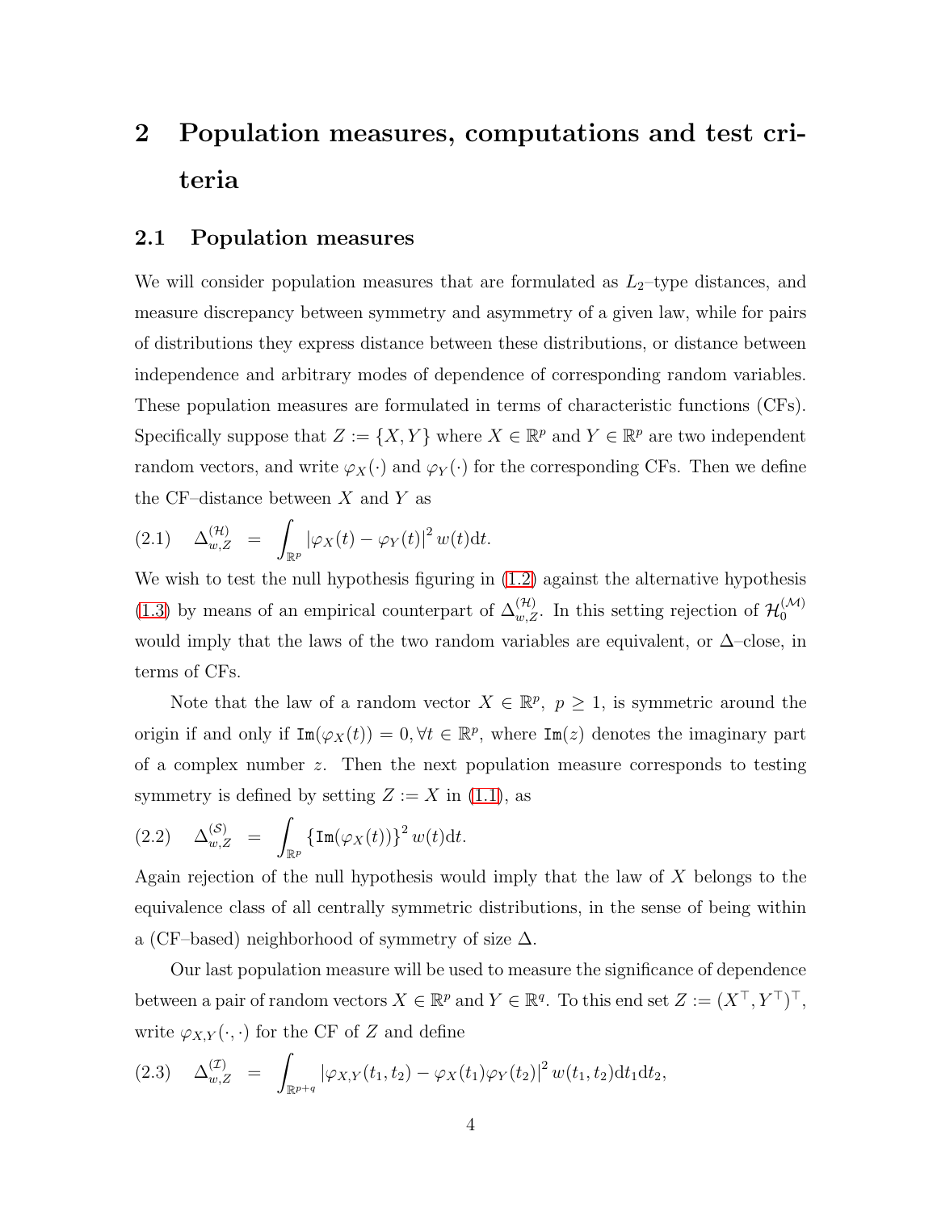# 2 Population measures, computations and test criteria

## 2.1 Population measures

We will consider population measures that are formulated as $L_2$–type distances, and measure discrepancy between symmetry and asymmetry of a given law, while for pairs of distributions they express distance between these distributions, or distance between independence and arbitrary modes of dependence of corresponding random variables. These population measures are formulated in terms of characteristic functions (CFs). Specifically suppose that $Z := \{X, Y\}$ where $X \in \mathbb{R}^p$ and $Y \in \mathbb{R}^p$ are two independent random vectors, and write $\varphi_X(\cdot)$ and $\varphi_Y(\cdot)$ for the corresponding CFs. Then we define the CF–distance between $X$ and $Y$ as

$$\Delta_{w,Z}^{(\mathcal{H})} \;=\; \int_{\mathbb{R}^p} |\varphi_X(t) - \varphi_Y(t)|^2 \, w(t) \mathrm{d}t. \tag{2.1}$$

We wish to test the null hypothesis figuring in (1.2) against the alternative hypothesis (1.3) by means of an empirical counterpart of $\Delta_{w,Z}^{(\mathcal{H})}$. In this setting rejection of $\mathcal{H}_0^{(\mathcal{M})}$ would imply that the laws of the two random variables are equivalent, or $\Delta$–close, in terms of CFs.

Note that the law of a random vector $X \in \mathbb{R}^p$, $p \geq 1$, is symmetric around the origin if and only if $\mathtt{Im}(\varphi_X(t)) = 0, \forall t \in \mathbb{R}^p$, where $\mathtt{Im}(z)$ denotes the imaginary part of a complex number $z$. Then the next population measure corresponds to testing symmetry is defined by setting $Z := X$ in (1.1), as

$$\Delta_{w,Z}^{(\mathcal{S})} \;=\; \int_{\mathbb{R}^p} \{\mathtt{Im}(\varphi_X(t))\}^2 \, w(t) \mathrm{d}t. \tag{2.2}$$

Again rejection of the null hypothesis would imply that the law of $X$ belongs to the equivalence class of all centrally symmetric distributions, in the sense of being within a (CF–based) neighborhood of symmetry of size $\Delta$.

Our last population measure will be used to measure the significance of dependence between a pair of random vectors $X \in \mathbb{R}^p$ and $Y \in \mathbb{R}^q$. To this end set $Z := (X^\top, Y^\top)^\top$, write $\varphi_{X,Y}(\cdot, \cdot)$ for the CF of $Z$ and define

$$\Delta_{w,Z}^{(\mathcal{I})} \;=\; \int_{\mathbb{R}^{p+q}} |\varphi_{X,Y}(t_1, t_2) - \varphi_X(t_1)\varphi_Y(t_2)|^2 \, w(t_1, t_2) \mathrm{d}t_1 \mathrm{d}t_2, \tag{2.3}$$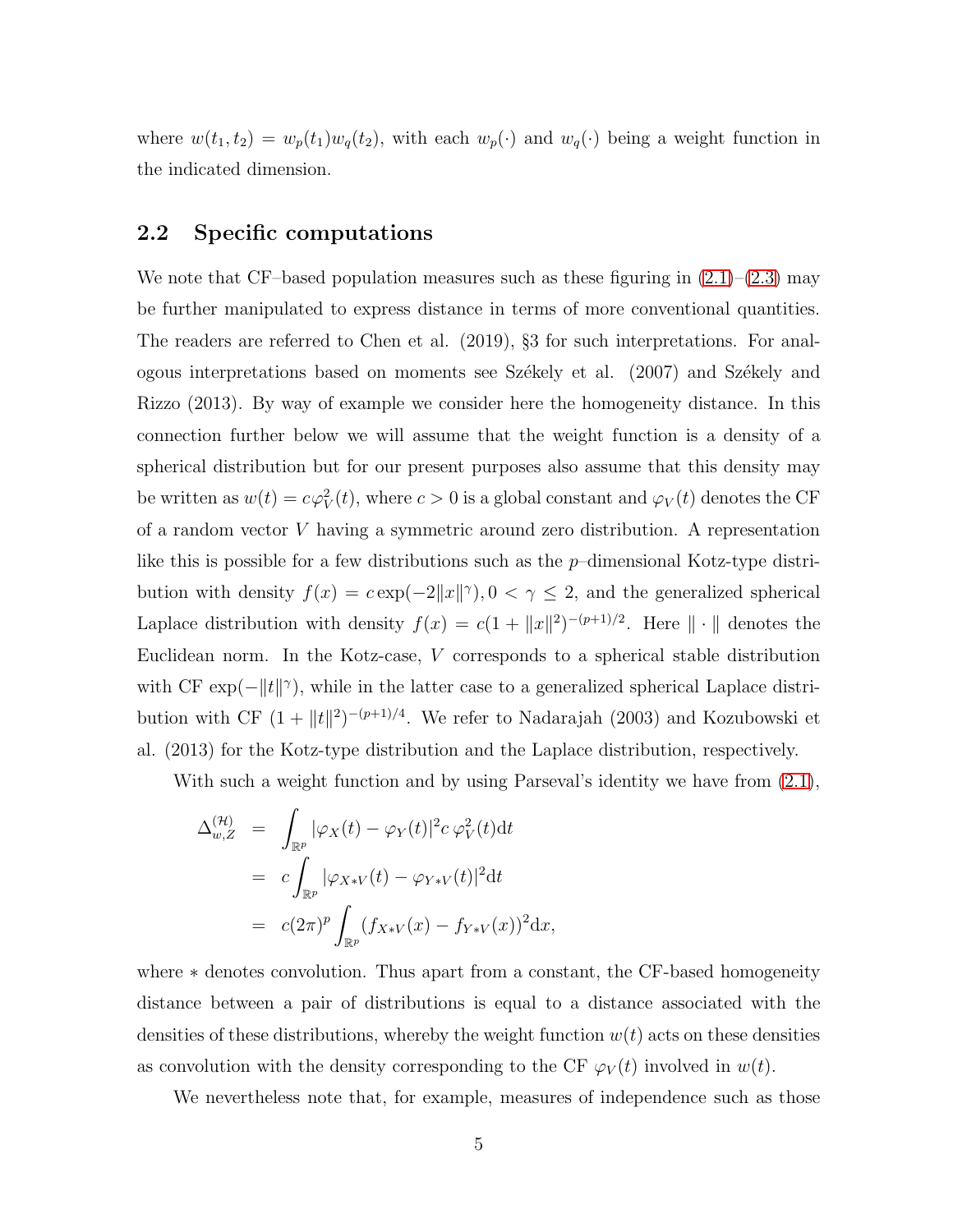where $w(t_1, t_2) = w_p(t_1)w_q(t_2)$, with each $w_p(\cdot)$ and $w_q(\cdot)$ being a weight function in the indicated dimension.

## 2.2 Specific computations

We note that CF–based population measures such as these figuring in (2.1)–(2.3) may be further manipulated to express distance in terms of more conventional quantities. The readers are referred to Chen et al. (2019), §3 for such interpretations. For analogous interpretations based on moments see Székely et al. (2007) and Székely and Rizzo (2013). By way of example we consider here the homogeneity distance. In this connection further below we will assume that the weight function is a density of a spherical distribution but for our present purposes also assume that this density may be written as $w(t) = c\varphi_V^2(t)$, where $c > 0$ is a global constant and $\varphi_V(t)$ denotes the CF of a random vector $V$ having a symmetric around zero distribution. A representation like this is possible for a few distributions such as the $p$–dimensional Kotz-type distribution with density $f(x) = c\exp(-2\|x\|^\gamma), 0 < \gamma \leq 2$, and the generalized spherical Laplace distribution with density $f(x) = c(1 + \|x\|^2)^{-(p+1)/2}$. Here $\|\cdot\|$ denotes the Euclidean norm. In the Kotz-case, $V$ corresponds to a spherical stable distribution with CF $\exp(-\|t\|^\gamma)$, while in the latter case to a generalized spherical Laplace distribution with CF $(1 + \|t\|^2)^{-(p+1)/4}$. We refer to Nadarajah (2003) and Kozubowski et al. (2013) for the Kotz-type distribution and the Laplace distribution, respectively.

With such a weight function and by using Parseval's identity we have from (2.1),

$$
\begin{aligned}
\Delta_{w,Z}^{(\mathcal{H})} &= \int_{\mathbb{R}^p} |\varphi_X(t) - \varphi_Y(t)|^2 c\, \varphi_V^2(t)\mathrm{d}t \\
&= c\int_{\mathbb{R}^p} |\varphi_{X*V}(t) - \varphi_{Y*V}(t)|^2 \mathrm{d}t \\
&= c(2\pi)^p \int_{\mathbb{R}^p} (f_{X*V}(x) - f_{Y*V}(x))^2 \mathrm{d}x,
\end{aligned}
$$

where $*$ denotes convolution. Thus apart from a constant, the CF-based homogeneity distance between a pair of distributions is equal to a distance associated with the densities of these distributions, whereby the weight function $w(t)$ acts on these densities as convolution with the density corresponding to the CF $\varphi_V(t)$ involved in $w(t)$.

We nevertheless note that, for example, measures of independence such as those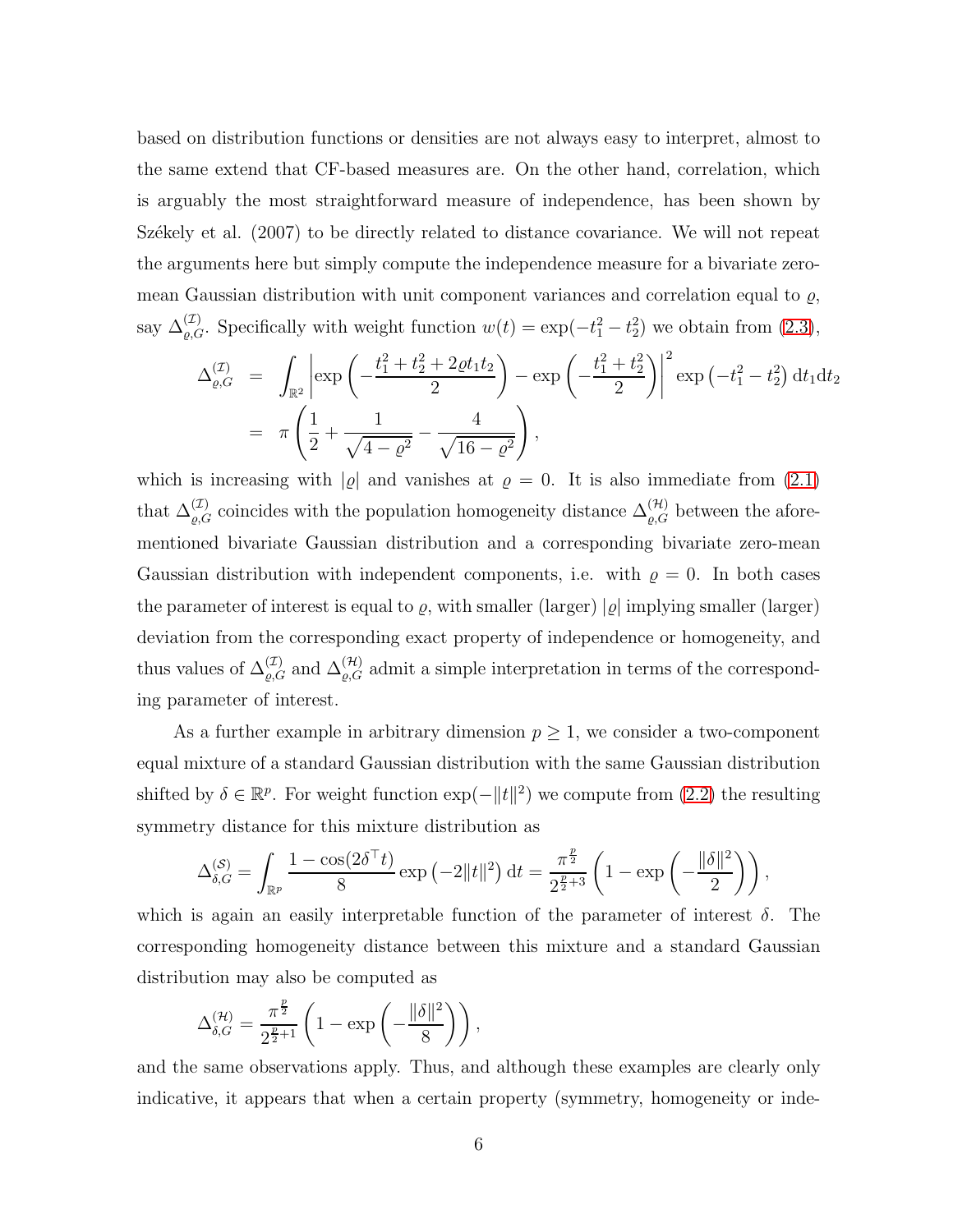based on distribution functions or densities are not always easy to interpret, almost to the same extend that CF-based measures are. On the other hand, correlation, which is arguably the most straightforward measure of independence, has been shown by Székely et al. (2007) to be directly related to distance covariance. We will not repeat the arguments here but simply compute the independence measure for a bivariate zero-mean Gaussian distribution with unit component variances and correlation equal to $\varrho$, say $\Delta^{(\mathcal{I})}_{\varrho,G}$. Specifically with weight function $w(t) = \exp(-t_1^2 - t_2^2)$ we obtain from (2.3),

$$
\begin{aligned}
\Delta^{(\mathcal{I})}_{\varrho,G} &= \int_{\mathbb{R}^2} \left| \exp\left(-\frac{t_1^2 + t_2^2 + 2\varrho t_1 t_2}{2}\right) - \exp\left(-\frac{t_1^2 + t_2^2}{2}\right) \right|^2 \exp\left(-t_1^2 - t_2^2\right) \mathrm{d}t_1 \mathrm{d}t_2 \\
&= \pi \left( \frac{1}{2} + \frac{1}{\sqrt{4 - \varrho^2}} - \frac{4}{\sqrt{16 - \varrho^2}} \right),
\end{aligned}
$$

which is increasing with $|\varrho|$ and vanishes at $\varrho = 0$. It is also immediate from (2.1) that $\Delta^{(\mathcal{I})}_{\varrho,G}$ coincides with the population homogeneity distance $\Delta^{(\mathcal{H})}_{\varrho,G}$ between the aforementioned bivariate Gaussian distribution and a corresponding bivariate zero-mean Gaussian distribution with independent components, i.e. with $\varrho = 0$. In both cases the parameter of interest is equal to $\varrho$, with smaller (larger) $|\varrho|$ implying smaller (larger) deviation from the corresponding exact property of independence or homogeneity, and thus values of $\Delta^{(\mathcal{I})}_{\varrho,G}$ and $\Delta^{(\mathcal{H})}_{\varrho,G}$ admit a simple interpretation in terms of the corresponding parameter of interest.

As a further example in arbitrary dimension $p \geq 1$, we consider a two-component equal mixture of a standard Gaussian distribution with the same Gaussian distribution shifted by $\delta \in \mathbb{R}^p$. For weight function $\exp(-\|t\|^2)$ we compute from (2.2) the resulting symmetry distance for this mixture distribution as

$$
\Delta^{(\mathcal{S})}_{\delta,G} = \int_{\mathbb{R}^p} \frac{1 - \cos(2\delta^\top t)}{8} \exp\left(-2\|t\|^2\right) \mathrm{d}t = \frac{\pi^{\frac{p}{2}}}{2^{\frac{p}{2}+3}} \left( 1 - \exp\left(-\frac{\|\delta\|^2}{2}\right) \right),
$$

which is again an easily interpretable function of the parameter of interest $\delta$. The corresponding homogeneity distance between this mixture and a standard Gaussian distribution may also be computed as

$$
\Delta^{(\mathcal{H})}_{\delta,G} = \frac{\pi^{\frac{p}{2}}}{2^{\frac{p}{2}+1}} \left( 1 - \exp\left(-\frac{\|\delta\|^2}{8}\right) \right),
$$

and the same observations apply. Thus, and although these examples are clearly only indicative, it appears that when a certain property (symmetry, homogeneity or inde-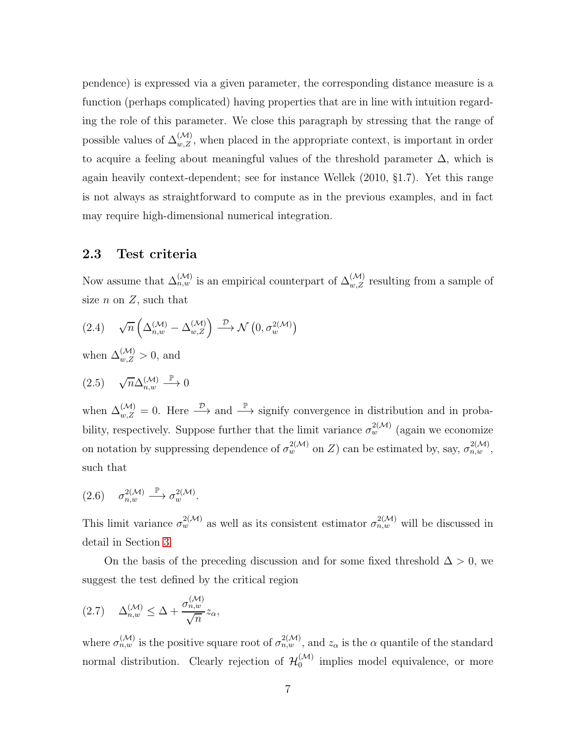pendence) is expressed via a given parameter, the corresponding distance measure is a function (perhaps complicated) having properties that are in line with intuition regarding the role of this parameter. We close this paragraph by stressing that the range of possible values of $\Delta_{w,Z}^{(\mathcal{M})}$, when placed in the appropriate context, is important in order to acquire a feeling about meaningful values of the threshold parameter $\Delta$, which is again heavily context-dependent; see for instance Wellek (2010, §1.7). Yet this range is not always as straightforward to compute as in the previous examples, and in fact may require high-dimensional numerical integration.

### 2.3 Test criteria

Now assume that $\Delta_{n,w}^{(\mathcal{M})}$ is an empirical counterpart of $\Delta_{w,Z}^{(\mathcal{M})}$ resulting from a sample of size $n$ on $Z$, such that

$$(2.4) \quad \sqrt{n}\left(\Delta_{n,w}^{(\mathcal{M})} - \Delta_{w,Z}^{(\mathcal{M})}\right) \xrightarrow{\mathcal{D}} \mathcal{N}\left(0, \sigma_w^{2(\mathcal{M})}\right)$$

when $\Delta_{w,Z}^{(\mathcal{M})} > 0$, and

$$(2.5) \quad \sqrt{n}\Delta_{n,w}^{(\mathcal{M})} \xrightarrow{\mathbb{P}} 0$$

when $\Delta_{w,Z}^{(\mathcal{M})} = 0$. Here $\xrightarrow{\mathcal{D}}$ and $\xrightarrow{\mathbb{P}}$ signify convergence in distribution and in probability, respectively. Suppose further that the limit variance $\sigma_w^{2(\mathcal{M})}$ (again we economize on notation by suppressing dependence of $\sigma_w^{2(\mathcal{M})}$ on $Z$) can be estimated by, say, $\sigma_{n,w}^{2(\mathcal{M})}$, such that

$$(2.6) \quad \sigma_{n,w}^{2(\mathcal{M})} \xrightarrow{\mathbb{P}} \sigma_w^{2(\mathcal{M})}.$$

This limit variance $\sigma_w^{2(\mathcal{M})}$ as well as its consistent estimator $\sigma_{n,w}^{2(\mathcal{M})}$ will be discussed in detail in Section 3.

On the basis of the preceding discussion and for some fixed threshold $\Delta > 0$, we suggest the test defined by the critical region

$$(2.7) \quad \Delta_{n,w}^{(\mathcal{M})} \leq \Delta + \frac{\sigma_{n,w}^{(\mathcal{M})}}{\sqrt{n}} z_\alpha,$$

where $\sigma_{n,w}^{(\mathcal{M})}$ is the positive square root of $\sigma_{n,w}^{2(\mathcal{M})}$, and $z_\alpha$ is the $\alpha$ quantile of the standard normal distribution. Clearly rejection of $\mathcal{H}_0^{(\mathcal{M})}$ implies model equivalence, or more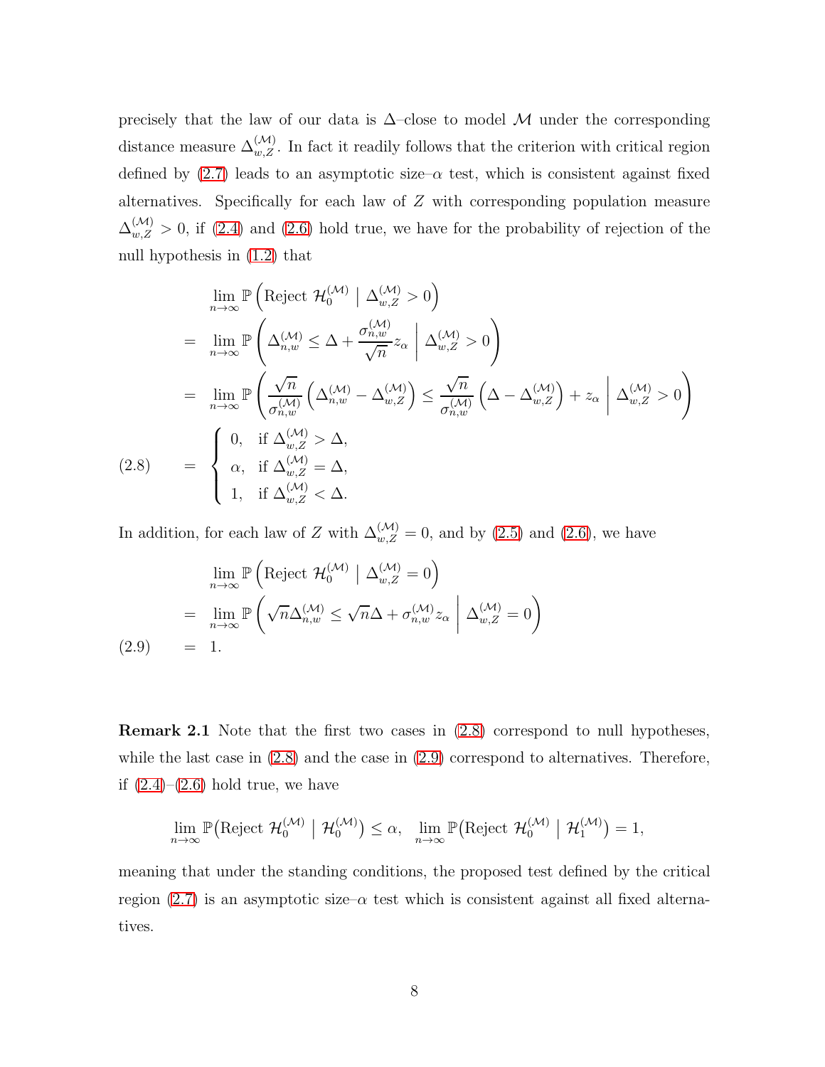precisely that the law of our data is $\Delta$–close to model $\mathcal{M}$ under the corresponding distance measure $\Delta_{w,Z}^{(\mathcal{M})}$. In fact it readily follows that the criterion with critical region defined by (2.7) leads to an asymptotic size–$\alpha$ test, which is consistent against fixed alternatives. Specifically for each law of $Z$ with corresponding population measure $\Delta_{w,Z}^{(\mathcal{M})} > 0$, if (2.4) and (2.6) hold true, we have for the probability of rejection of the null hypothesis in (1.2) that

$$
\begin{aligned}
& \lim_{n\to\infty} \mathbb{P}\left(\text{Reject } \mathcal{H}_0^{(\mathcal{M})} \mid \Delta_{w,Z}^{(\mathcal{M})} > 0\right) \\
= \;& \lim_{n\to\infty} \mathbb{P}\left(\Delta_{n,w}^{(\mathcal{M})} \leq \Delta + \frac{\sigma_{n,w}^{(\mathcal{M})}}{\sqrt{n}} z_\alpha \;\middle|\; \Delta_{w,Z}^{(\mathcal{M})} > 0\right) \\
= \;& \lim_{n\to\infty} \mathbb{P}\left(\frac{\sqrt{n}}{\sigma_{n,w}^{(\mathcal{M})}}\left(\Delta_{n,w}^{(\mathcal{M})} - \Delta_{w,Z}^{(\mathcal{M})}\right) \leq \frac{\sqrt{n}}{\sigma_{n,w}^{(\mathcal{M})}}\left(\Delta - \Delta_{w,Z}^{(\mathcal{M})}\right) + z_\alpha \;\middle|\; \Delta_{w,Z}^{(\mathcal{M})} > 0\right) \\
= \;& \begin{cases} 0, & \text{if } \Delta_{w,Z}^{(\mathcal{M})} > \Delta, \\ \alpha, & \text{if } \Delta_{w,Z}^{(\mathcal{M})} = \Delta, \\ 1, & \text{if } \Delta_{w,Z}^{(\mathcal{M})} < \Delta. \end{cases}
\end{aligned}
\tag{2.8}
$$

In addition, for each law of $Z$ with $\Delta_{w,Z}^{(\mathcal{M})} = 0$, and by (2.5) and (2.6), we have

$$
\begin{aligned}
& \lim_{n\to\infty} \mathbb{P}\left(\text{Reject } \mathcal{H}_0^{(\mathcal{M})} \mid \Delta_{w,Z}^{(\mathcal{M})} = 0\right) \\
= \;& \lim_{n\to\infty} \mathbb{P}\left(\sqrt{n}\Delta_{n,w}^{(\mathcal{M})} \leq \sqrt{n}\Delta + \sigma_{n,w}^{(\mathcal{M})} z_\alpha \;\middle|\; \Delta_{w,Z}^{(\mathcal{M})} = 0\right) \\
= \;& 1.
\end{aligned}
\tag{2.9}
$$

**Remark 2.1** Note that the first two cases in (2.8) correspond to null hypotheses, while the last case in (2.8) and the case in (2.9) correspond to alternatives. Therefore, if (2.4)–(2.6) hold true, we have

$$
\lim_{n\to\infty} \mathbb{P}\big(\text{Reject } \mathcal{H}_0^{(\mathcal{M})} \mid \mathcal{H}_0^{(\mathcal{M})}\big) \leq \alpha, \quad \lim_{n\to\infty} \mathbb{P}\big(\text{Reject } \mathcal{H}_0^{(\mathcal{M})} \mid \mathcal{H}_1^{(\mathcal{M})}\big) = 1,
$$

meaning that under the standing conditions, the proposed test defined by the critical region (2.7) is an asymptotic size–$\alpha$ test which is consistent against all fixed alternatives.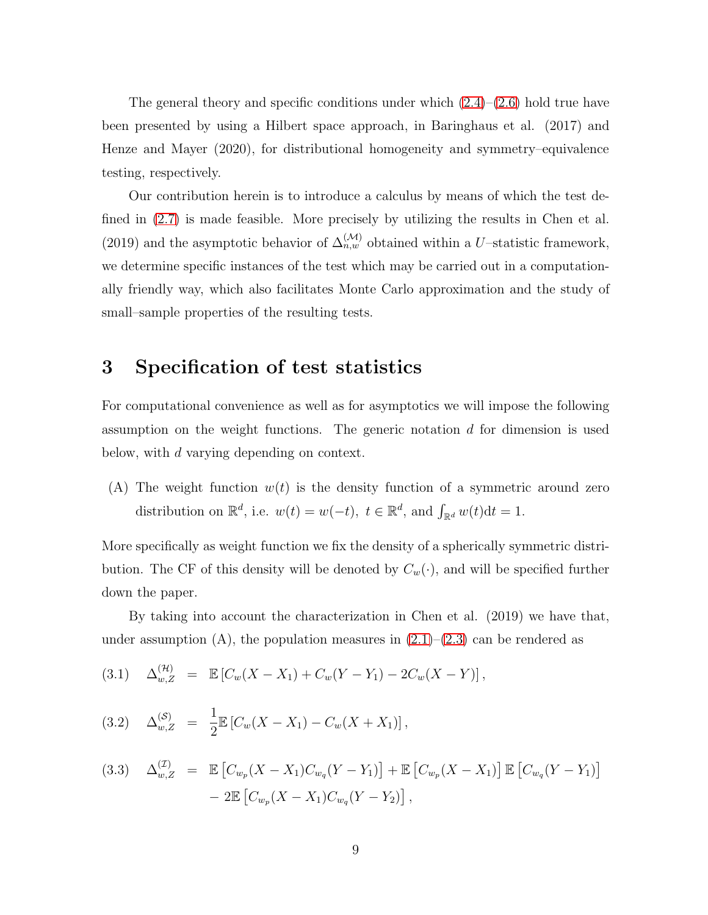The general theory and specific conditions under which (2.4)–(2.6) hold true have been presented by using a Hilbert space approach, in Baringhaus et al. (2017) and Henze and Mayer (2020), for distributional homogeneity and symmetry–equivalence testing, respectively.

Our contribution herein is to introduce a calculus by means of which the test defined in (2.7) is made feasible. More precisely by utilizing the results in Chen et al. (2019) and the asymptotic behavior of $\Delta_{n,w}^{(\mathcal{M})}$ obtained within a $U$–statistic framework, we determine specific instances of the test which may be carried out in a computationally friendly way, which also facilitates Monte Carlo approximation and the study of small–sample properties of the resulting tests.

# 3 Specification of test statistics

For computational convenience as well as for asymptotics we will impose the following assumption on the weight functions. The generic notation $d$ for dimension is used below, with $d$ varying depending on context.

(A) The weight function $w(t)$ is the density function of a symmetric around zero distribution on $\mathbb{R}^d$, i.e. $w(t) = w(-t),\ t \in \mathbb{R}^d$, and $\int_{\mathbb{R}^d} w(t)\mathrm{d}t = 1$.

More specifically as weight function we fix the density of a spherically symmetric distribution. The CF of this density will be denoted by $C_w(\cdot)$, and will be specified further down the paper.

By taking into account the characterization in Chen et al. (2019) we have that, under assumption (A), the population measures in (2.1)–(2.3) can be rendered as

$$\text{(3.1)} \quad \Delta_{w,Z}^{(\mathcal{H})} = \mathbb{E}\left[C_w(X - X_1) + C_w(Y - Y_1) - 2C_w(X - Y)\right],$$

$$\text{(3.2)} \quad \Delta_{w,Z}^{(\mathcal{S})} = \frac{1}{2}\mathbb{E}\left[C_w(X - X_1) - C_w(X + X_1)\right],$$

$$\text{(3.3)} \quad \Delta_{w,Z}^{(\mathcal{I})} = \mathbb{E}\left[C_{w_p}(X - X_1)C_{w_q}(Y - Y_1)\right] + \mathbb{E}\left[C_{w_p}(X - X_1)\right]\mathbb{E}\left[C_{w_q}(Y - Y_1)\right] - 2\mathbb{E}\left[C_{w_p}(X - X_1)C_{w_q}(Y - Y_2)\right],$$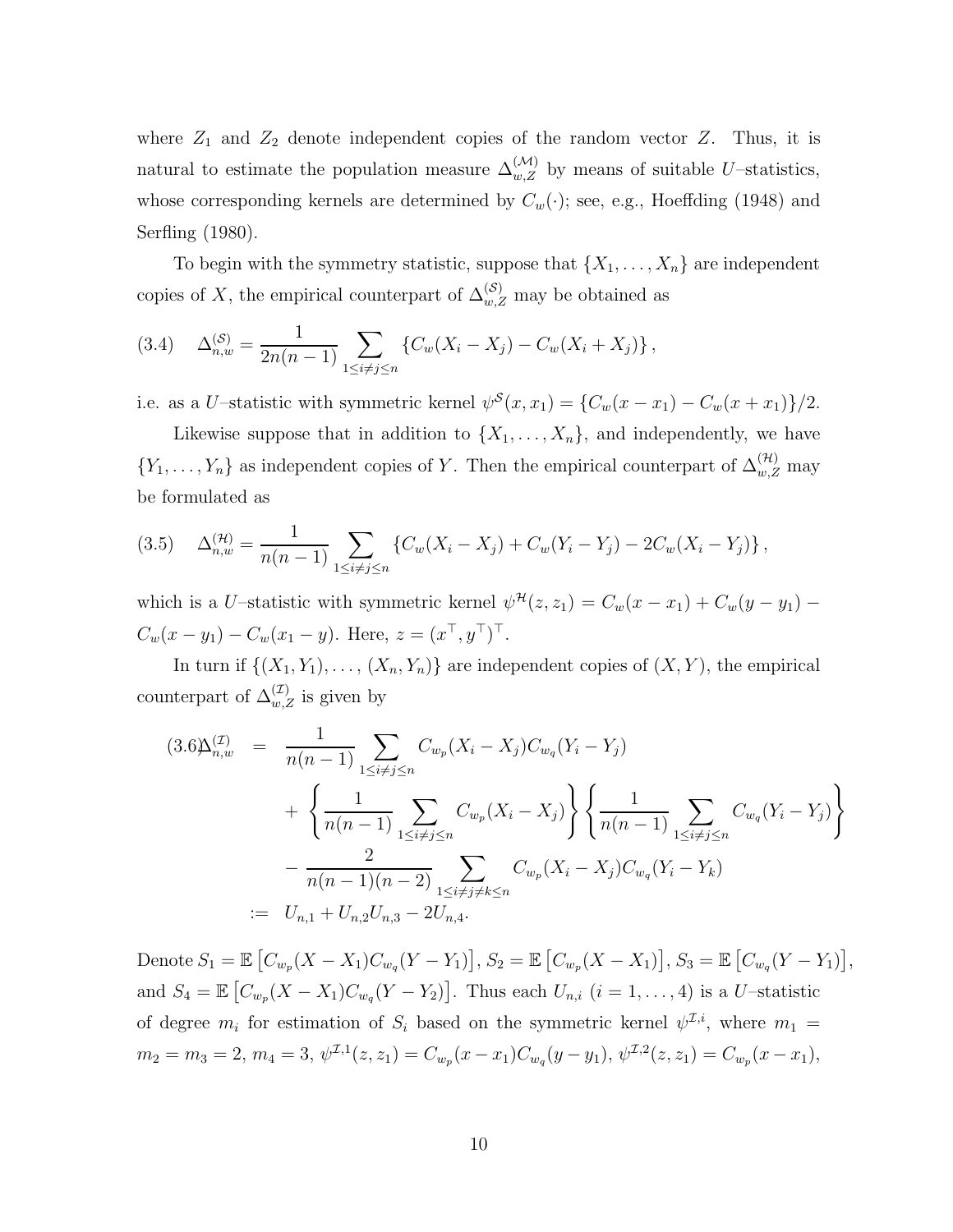where $Z_1$ and $Z_2$ denote independent copies of the random vector $Z$. Thus, it is natural to estimate the population measure $\Delta_{w,Z}^{(\mathcal{M})}$ by means of suitable $U$–statistics, whose corresponding kernels are determined by $C_w(\cdot)$; see, e.g., Hoeffding (1948) and Serfling (1980).

To begin with the symmetry statistic, suppose that $\{X_1, \ldots, X_n\}$ are independent copies of $X$, the empirical counterpart of $\Delta_{w,Z}^{(\mathcal{S})}$ may be obtained as

$$\Delta_{n,w}^{(\mathcal{S})} = \frac{1}{2n(n-1)} \sum_{1 \leq i \neq j \leq n} \left\{ C_w(X_i - X_j) - C_w(X_i + X_j) \right\}, \tag{3.4}$$

i.e. as a $U$–statistic with symmetric kernel $\psi^{\mathcal{S}}(x, x_1) = \{C_w(x - x_1) - C_w(x + x_1)\}/2$.

Likewise suppose that in addition to $\{X_1, \ldots, X_n\}$, and independently, we have $\{Y_1, \ldots, Y_n\}$ as independent copies of $Y$. Then the empirical counterpart of $\Delta_{w,Z}^{(\mathcal{H})}$ may be formulated as

$$\Delta_{n,w}^{(\mathcal{H})} = \frac{1}{n(n-1)} \sum_{1 \leq i \neq j \leq n} \left\{ C_w(X_i - X_j) + C_w(Y_i - Y_j) - 2C_w(X_i - Y_j) \right\}, \tag{3.5}$$

which is a $U$–statistic with symmetric kernel $\psi^{\mathcal{H}}(z, z_1) = C_w(x - x_1) + C_w(y - y_1) - C_w(x - y_1) - C_w(x_1 - y)$. Here, $z = (x^\top, y^\top)^\top$.

In turn if $\{(X_1, Y_1), \ldots, (X_n, Y_n)\}$ are independent copies of $(X, Y)$, the empirical counterpart of $\Delta_{w,Z}^{(\mathcal{I})}$ is given by

$$\begin{aligned}
\Delta_{n,w}^{(\mathcal{I})} &= \frac{1}{n(n-1)} \sum_{1 \leq i \neq j \leq n} C_{w_p}(X_i - X_j) C_{w_q}(Y_i - Y_j) \\
&\quad + \left\{ \frac{1}{n(n-1)} \sum_{1 \leq i \neq j \leq n} C_{w_p}(X_i - X_j) \right\} \left\{ \frac{1}{n(n-1)} \sum_{1 \leq i \neq j \leq n} C_{w_q}(Y_i - Y_j) \right\} \\
&\quad - \frac{2}{n(n-1)(n-2)} \sum_{1 \leq i \neq j \neq k \leq n} C_{w_p}(X_i - X_j) C_{w_q}(Y_i - Y_k) \\
&:= U_{n,1} + U_{n,2} U_{n,3} - 2U_{n,4}.
\end{aligned} \tag{3.6}$$

Denote $S_1 = \mathbb{E}\left[C_{w_p}(X - X_1) C_{w_q}(Y - Y_1)\right]$, $S_2 = \mathbb{E}\left[C_{w_p}(X - X_1)\right]$, $S_3 = \mathbb{E}\left[C_{w_q}(Y - Y_1)\right]$, and $S_4 = \mathbb{E}\left[C_{w_p}(X - X_1) C_{w_q}(Y - Y_2)\right]$. Thus each $U_{n,i}$ $(i = 1, \ldots, 4)$ is a $U$–statistic of degree $m_i$ for estimation of $S_i$ based on the symmetric kernel $\psi^{\mathcal{I},i}$, where $m_1 = m_2 = m_3 = 2$, $m_4 = 3$, $\psi^{\mathcal{I},1}(z, z_1) = C_{w_p}(x - x_1) C_{w_q}(y - y_1)$, $\psi^{\mathcal{I},2}(z, z_1) = C_{w_p}(x - x_1)$,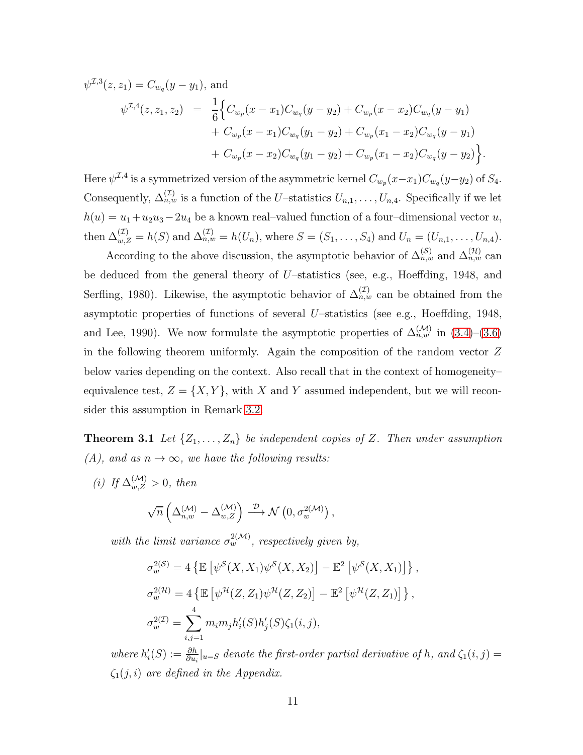$\psi^{\mathcal{I},3}(z, z_1) = C_{w_q}(y - y_1)$, and

$$
\begin{aligned}
\psi^{\mathcal{I},4}(z, z_1, z_2) \;\; = \;\; & \frac{1}{6}\Big\{ C_{w_p}(x - x_1)C_{w_q}(y - y_2) + C_{w_p}(x - x_2)C_{w_q}(y - y_1) \\
& + C_{w_p}(x - x_1)C_{w_q}(y_1 - y_2) + C_{w_p}(x_1 - x_2)C_{w_q}(y - y_1) \\
& + C_{w_p}(x - x_2)C_{w_q}(y_1 - y_2) + C_{w_p}(x_1 - x_2)C_{w_q}(y - y_2) \Big\}.
\end{aligned}
$$

Here $\psi^{\mathcal{I},4}$ is a symmetrized version of the asymmetric kernel $C_{w_p}(x-x_1)C_{w_q}(y-y_2)$ of $S_4$. Consequently, $\Delta^{(\mathcal{I})}_{n,w}$ is a function of the $U$–statistics $U_{n,1}, \ldots, U_{n,4}$. Specifically if we let $h(u) = u_1 + u_2u_3 - 2u_4$ be a known real–valued function of a four–dimensional vector $u$, then $\Delta^{(\mathcal{I})}_{w,Z} = h(S)$ and $\Delta^{(\mathcal{I})}_{n,w} = h(U_n)$, where $S = (S_1, \ldots, S_4)$ and $U_n = (U_{n,1}, \ldots, U_{n,4})$.

According to the above discussion, the asymptotic behavior of $\Delta^{(\mathcal{S})}_{n,w}$ and $\Delta^{(\mathcal{H})}_{n,w}$ can be deduced from the general theory of $U$–statistics (see, e.g., Hoeffding, 1948, and Serfling, 1980). Likewise, the asymptotic behavior of $\Delta^{(\mathcal{I})}_{n,w}$ can be obtained from the asymptotic properties of functions of several $U$–statistics (see e.g., Hoeffding, 1948, and Lee, 1990). We now formulate the asymptotic properties of $\Delta^{(\mathcal{M})}_{n,w}$ in (3.4)–(3.6) in the following theorem uniformly. Again the composition of the random vector $Z$ below varies depending on the context. Also recall that in the context of homogeneity–equivalence test, $Z = \{X, Y\}$, with $X$ and $Y$ assumed independent, but we will reconsider this assumption in Remark 3.2.

**Theorem 3.1** *Let $\{Z_1, \ldots, Z_n\}$ be independent copies of $Z$. Then under assumption (A), and as $n \to \infty$, we have the following results:*

*(i) If $\Delta^{(\mathcal{M})}_{w,Z} > 0$, then*

$$
\sqrt{n}\left(\Delta^{(\mathcal{M})}_{n,w} - \Delta^{(\mathcal{M})}_{w,Z}\right) \xrightarrow{\mathcal{D}} \mathcal{N}\left(0, \sigma^{2(\mathcal{M})}_{w}\right),
$$

*with the limit variance $\sigma^{2(\mathcal{M})}_{w}$, respectively given by,*

$$
\begin{aligned}
\sigma^{2(\mathcal{S})}_{w} &= 4\left\{\mathbb{E}\left[\psi^{\mathcal{S}}(X, X_1)\psi^{\mathcal{S}}(X, X_2)\right] - \mathbb{E}^2\left[\psi^{\mathcal{S}}(X, X_1)\right]\right\}, \\
\sigma^{2(\mathcal{H})}_{w} &= 4\left\{\mathbb{E}\left[\psi^{\mathcal{H}}(Z, Z_1)\psi^{\mathcal{H}}(Z, Z_2)\right] - \mathbb{E}^2\left[\psi^{\mathcal{H}}(Z, Z_1)\right]\right\}, \\
\sigma^{2(\mathcal{I})}_{w} &= \sum_{i,j=1}^{4} m_i m_j h'_i(S) h'_j(S) \zeta_1(i, j),
\end{aligned}
$$

*where $h'_i(S) := \frac{\partial h}{\partial u_i}|_{u=S}$ denote the first-order partial derivative of $h$, and $\zeta_1(i, j) = \zeta_1(j, i)$ are defined in the Appendix.*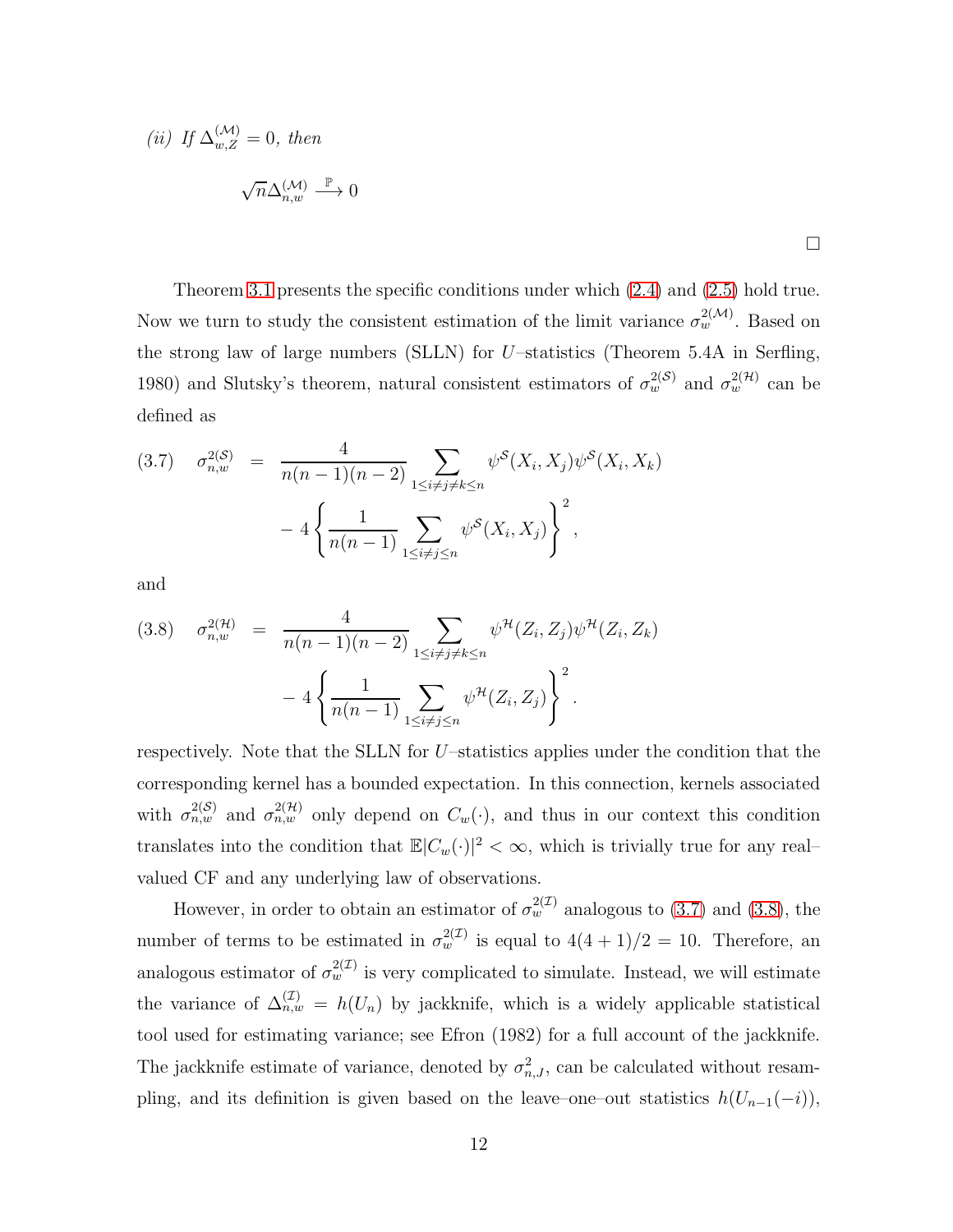*(ii) If $\Delta_{w,Z}^{(\mathcal{M})} = 0$, then*

$$\sqrt{n}\Delta_{n,w}^{(\mathcal{M})} \xrightarrow{\mathbb{P}} 0$$

□

Theorem 3.1 presents the specific conditions under which (2.4) and (2.5) hold true. Now we turn to study the consistent estimation of the limit variance $\sigma_w^{2(\mathcal{M})}$. Based on the strong law of large numbers (SLLN) for $U$–statistics (Theorem 5.4A in Serfling, 1980) and Slutsky's theorem, natural consistent estimators of $\sigma_w^{2(\mathcal{S})}$ and $\sigma_w^{2(\mathcal{H})}$ can be defined as

$$
(3.7) \quad \sigma_{n,w}^{2(\mathcal{S})} = \frac{4}{n(n-1)(n-2)} \sum_{1\leq i\neq j\neq k\leq n} \psi^{\mathcal{S}}(X_i, X_j)\psi^{\mathcal{S}}(X_i, X_k) - 4\left\{\frac{1}{n(n-1)}\sum_{1\leq i\neq j\leq n} \psi^{\mathcal{S}}(X_i, X_j)\right\}^2,
$$

and

$$
(3.8) \quad \sigma_{n,w}^{2(\mathcal{H})} = \frac{4}{n(n-1)(n-2)} \sum_{1\leq i\neq j\neq k\leq n} \psi^{\mathcal{H}}(Z_i, Z_j)\psi^{\mathcal{H}}(Z_i, Z_k) - 4\left\{\frac{1}{n(n-1)}\sum_{1\leq i\neq j\leq n} \psi^{\mathcal{H}}(Z_i, Z_j)\right\}^2.
$$

respectively. Note that the SLLN for $U$–statistics applies under the condition that the corresponding kernel has a bounded expectation. In this connection, kernels associated with $\sigma_{n,w}^{2(\mathcal{S})}$ and $\sigma_{n,w}^{2(\mathcal{H})}$ only depend on $C_w(\cdot)$, and thus in our context this condition translates into the condition that $\mathbb{E}|C_w(\cdot)|^2 < \infty$, which is trivially true for any real–valued CF and any underlying law of observations.

However, in order to obtain an estimator of $\sigma_w^{2(\mathcal{I})}$ analogous to (3.7) and (3.8), the number of terms to be estimated in $\sigma_w^{2(\mathcal{I})}$ is equal to $4(4+1)/2 = 10$. Therefore, an analogous estimator of $\sigma_w^{2(\mathcal{I})}$ is very complicated to simulate. Instead, we will estimate the variance of $\Delta_{n,w}^{(\mathcal{I})} = h(U_n)$ by jackknife, which is a widely applicable statistical tool used for estimating variance; see Efron (1982) for a full account of the jackknife. The jackknife estimate of variance, denoted by $\sigma_{n,J}^2$, can be calculated without resampling, and its definition is given based on the leave–one–out statistics $h(U_{n-1}(-i))$,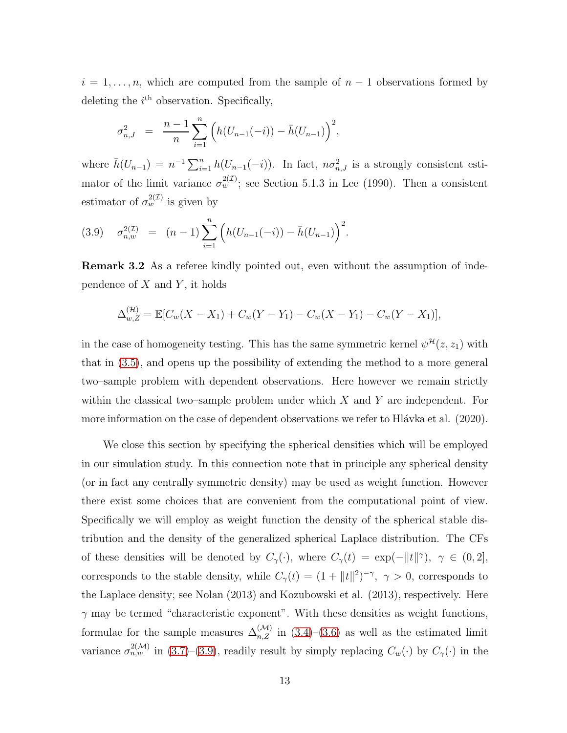$i = 1, \ldots, n$, which are computed from the sample of $n-1$ observations formed by deleting the $i^{\text{th}}$ observation. Specifically,

$$\sigma^2_{n,J} \;=\; \frac{n-1}{n} \sum_{i=1}^{n} \Big( h(U_{n-1}(-i)) - \bar{h}(U_{n-1}) \Big)^2,$$

where $\bar{h}(U_{n-1}) = n^{-1} \sum_{i=1}^{n} h(U_{n-1}(-i))$. In fact, $n\sigma^2_{n,J}$ is a strongly consistent estimator of the limit variance $\sigma^{2(\mathcal{I})}_{w}$; see Section 5.1.3 in Lee (1990). Then a consistent estimator of $\sigma^{2(\mathcal{I})}_{w}$ is given by

$$\text{(3.9)} \quad \sigma^{2(\mathcal{I})}_{n,w} \;=\; (n-1) \sum_{i=1}^{n} \Big( h(U_{n-1}(-i)) - \bar{h}(U_{n-1}) \Big)^2.$$

**Remark 3.2** As a referee kindly pointed out, even without the assumption of independence of $X$ and $Y$, it holds

$$\Delta^{(\mathcal{H})}_{w,Z} = \mathbb{E}[C_w(X - X_1) + C_w(Y - Y_1) - C_w(X - Y_1) - C_w(Y - X_1)],$$

in the case of homogeneity testing. This has the same symmetric kernel $\psi^{\mathcal{H}}(z, z_1)$ with that in (3.5), and opens up the possibility of extending the method to a more general two–sample problem with dependent observations. Here however we remain strictly within the classical two–sample problem under which $X$ and $Y$ are independent. For more information on the case of dependent observations we refer to Hlávka et al. (2020).

We close this section by specifying the spherical densities which will be employed in our simulation study. In this connection note that in principle any spherical density (or in fact any centrally symmetric density) may be used as weight function. However there exist some choices that are convenient from the computational point of view. Specifically we will employ as weight function the density of the spherical stable distribution and the density of the generalized spherical Laplace distribution. The CFs of these densities will be denoted by $C_\gamma(\cdot)$, where $C_\gamma(t) = \exp(-\|t\|^\gamma)$, $\gamma \in (0, 2]$, corresponds to the stable density, while $C_\gamma(t) = (1 + \|t\|^2)^{-\gamma}$, $\gamma > 0$, corresponds to the Laplace density; see Nolan (2013) and Kozubowski et al. (2013), respectively. Here $\gamma$ may be termed "characteristic exponent". With these densities as weight functions, formulae for the sample measures $\Delta^{(\mathcal{M})}_{n,Z}$ in (3.4)–(3.6) as well as the estimated limit variance $\sigma^{2(\mathcal{M})}_{n,w}$ in (3.7)–(3.9), readily result by simply replacing $C_w(\cdot)$ by $C_\gamma(\cdot)$ in the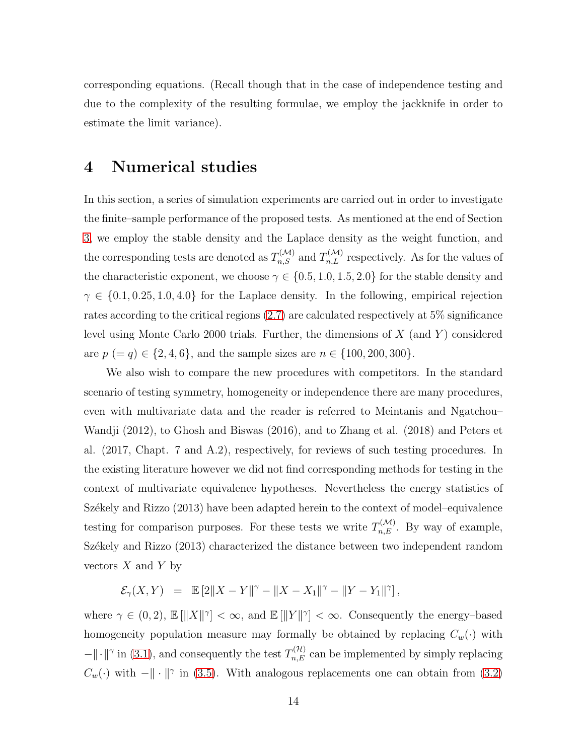corresponding equations. (Recall though that in the case of independence testing and due to the complexity of the resulting formulae, we employ the jackknife in order to estimate the limit variance).

# 4 Numerical studies

In this section, a series of simulation experiments are carried out in order to investigate the finite–sample performance of the proposed tests. As mentioned at the end of Section 3, we employ the stable density and the Laplace density as the weight function, and the corresponding tests are denoted as $T_{n,S}^{(\mathcal{M})}$ and $T_{n,L}^{(\mathcal{M})}$ respectively. As for the values of the characteristic exponent, we choose $\gamma \in \{0.5, 1.0, 1.5, 2.0\}$ for the stable density and $\gamma \in \{0.1, 0.25, 1.0, 4.0\}$ for the Laplace density. In the following, empirical rejection rates according to the critical regions (2.7) are calculated respectively at 5% significance level using Monte Carlo 2000 trials. Further, the dimensions of $X$ (and $Y$) considered are $p\ (= q) \in \{2, 4, 6\}$, and the sample sizes are $n \in \{100, 200, 300\}$.

We also wish to compare the new procedures with competitors. In the standard scenario of testing symmetry, homogeneity or independence there are many procedures, even with multivariate data and the reader is referred to Meintanis and Ngatchou–Wandji (2012), to Ghosh and Biswas (2016), and to Zhang et al. (2018) and Peters et al. (2017, Chapt. 7 and A.2), respectively, for reviews of such testing procedures. In the existing literature however we did not find corresponding methods for testing in the context of multivariate equivalence hypotheses. Nevertheless the energy statistics of Székely and Rizzo (2013) have been adapted herein to the context of model–equivalence testing for comparison purposes. For these tests we write $T_{n,E}^{(\mathcal{M})}$. By way of example, Székely and Rizzo (2013) characterized the distance between two independent random vectors $X$ and $Y$ by

$$\mathcal{E}_\gamma(X, Y) \;\; = \;\; \mathbb{E}\left[2\|X - Y\|^\gamma - \|X - X_1\|^\gamma - \|Y - Y_1\|^\gamma\right],$$

where $\gamma \in (0, 2)$, $\mathbb{E}\left[\|X\|^\gamma\right] < \infty$, and $\mathbb{E}\left[\|Y\|^\gamma\right] < \infty$. Consequently the energy–based homogeneity population measure may formally be obtained by replacing $C_w(\cdot)$ with $-\|\cdot\|^\gamma$ in (3.1), and consequently the test $T_{n,E}^{(\mathcal{H})}$ can be implemented by simply replacing $C_w(\cdot)$ with $-\|\cdot\|^\gamma$ in (3.5). With analogous replacements one can obtain from (3.2)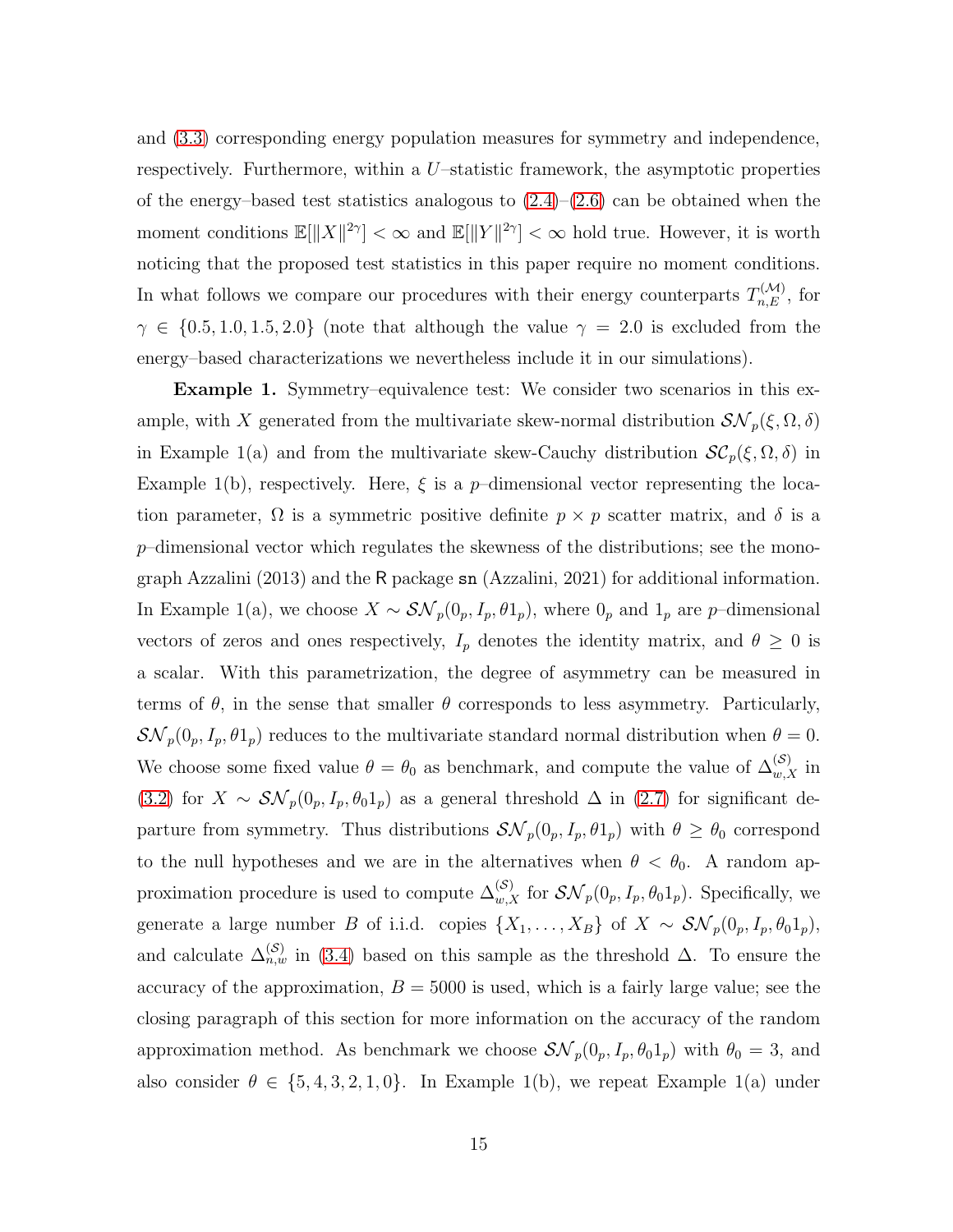and (3.3) corresponding energy population measures for symmetry and independence, respectively. Furthermore, within a $U$–statistic framework, the asymptotic properties of the energy–based test statistics analogous to (2.4)–(2.6) can be obtained when the moment conditions $\mathbb{E}[\|X\|^{2\gamma}] < \infty$ and $\mathbb{E}[\|Y\|^{2\gamma}] < \infty$ hold true. However, it is worth noticing that the proposed test statistics in this paper require no moment conditions. In what follows we compare our procedures with their energy counterparts $T_{n,E}^{(\mathcal{M})}$, for $\gamma \in \{0.5, 1.0, 1.5, 2.0\}$ (note that although the value $\gamma = 2.0$ is excluded from the energy–based characterizations we nevertheless include it in our simulations).

**Example 1.** Symmetry–equivalence test: We consider two scenarios in this example, with $X$ generated from the multivariate skew-normal distribution $\mathcal{SN}_p(\xi, \Omega, \delta)$ in Example 1(a) and from the multivariate skew-Cauchy distribution $\mathcal{SC}_p(\xi, \Omega, \delta)$ in Example 1(b), respectively. Here, $\xi$ is a $p$–dimensional vector representing the location parameter, $\Omega$ is a symmetric positive definite $p \times p$ scatter matrix, and $\delta$ is a $p$–dimensional vector which regulates the skewness of the distributions; see the monograph Azzalini (2013) and the R package sn (Azzalini, 2021) for additional information. In Example 1(a), we choose $X \sim \mathcal{SN}_p(0_p, I_p, \theta 1_p)$, where $0_p$ and $1_p$ are $p$–dimensional vectors of zeros and ones respectively, $I_p$ denotes the identity matrix, and $\theta \geq 0$ is a scalar. With this parametrization, the degree of asymmetry can be measured in terms of $\theta$, in the sense that smaller $\theta$ corresponds to less asymmetry. Particularly, $\mathcal{SN}_p(0_p, I_p, \theta 1_p)$ reduces to the multivariate standard normal distribution when $\theta = 0$. We choose some fixed value $\theta = \theta_0$ as benchmark, and compute the value of $\Delta_{w,X}^{(\mathcal{S})}$ in (3.2) for $X \sim \mathcal{SN}_p(0_p, I_p, \theta_0 1_p)$ as a general threshold $\Delta$ in (2.7) for significant departure from symmetry. Thus distributions $\mathcal{SN}_p(0_p, I_p, \theta 1_p)$ with $\theta \geq \theta_0$ correspond to the null hypotheses and we are in the alternatives when $\theta < \theta_0$. A random approximation procedure is used to compute $\Delta_{w,X}^{(\mathcal{S})}$ for $\mathcal{SN}_p(0_p, I_p, \theta_0 1_p)$. Specifically, we generate a large number $B$ of i.i.d. copies $\{X_1, \ldots, X_B\}$ of $X \sim \mathcal{SN}_p(0_p, I_p, \theta_0 1_p)$, and calculate $\Delta_{n,w}^{(\mathcal{S})}$ in (3.4) based on this sample as the threshold $\Delta$. To ensure the accuracy of the approximation, $B = 5000$ is used, which is a fairly large value; see the closing paragraph of this section for more information on the accuracy of the random approximation method. As benchmark we choose $\mathcal{SN}_p(0_p, I_p, \theta_0 1_p)$ with $\theta_0 = 3$, and also consider $\theta \in \{5, 4, 3, 2, 1, 0\}$. In Example 1(b), we repeat Example 1(a) under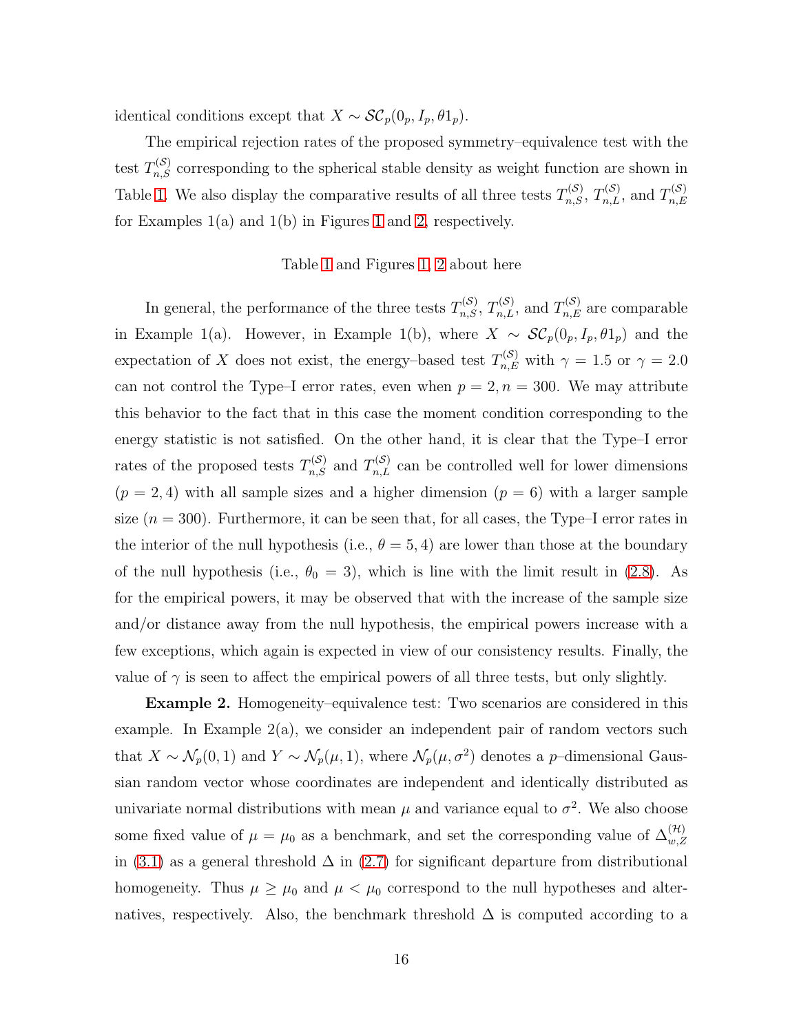identical conditions except that $X \sim \mathcal{SC}_p(0_p, I_p, \theta 1_p)$.

The empirical rejection rates of the proposed symmetry–equivalence test with the test $T_{n,S}^{(\mathcal{S})}$ corresponding to the spherical stable density as weight function are shown in Table 1. We also display the comparative results of all three tests $T_{n,S}^{(\mathcal{S})}$, $T_{n,L}^{(\mathcal{S})}$, and $T_{n,E}^{(\mathcal{S})}$ for Examples 1(a) and 1(b) in Figures 1 and 2, respectively.

Table 1 and Figures 1, 2 about here

In general, the performance of the three tests $T_{n,S}^{(\mathcal{S})}$, $T_{n,L}^{(\mathcal{S})}$, and $T_{n,E}^{(\mathcal{S})}$ are comparable in Example 1(a). However, in Example 1(b), where $X \sim \mathcal{SC}_p(0_p, I_p, \theta 1_p)$ and the expectation of $X$ does not exist, the energy–based test $T_{n,E}^{(\mathcal{S})}$ with $\gamma = 1.5$ or $\gamma = 2.0$ can not control the Type–I error rates, even when $p = 2, n = 300$. We may attribute this behavior to the fact that in this case the moment condition corresponding to the energy statistic is not satisfied. On the other hand, it is clear that the Type–I error rates of the proposed tests $T_{n,S}^{(\mathcal{S})}$ and $T_{n,L}^{(\mathcal{S})}$ can be controlled well for lower dimensions ($p = 2, 4$) with all sample sizes and a higher dimension ($p = 6$) with a larger sample size ($n = 300$). Furthermore, it can be seen that, for all cases, the Type–I error rates in the interior of the null hypothesis (i.e., $\theta = 5, 4$) are lower than those at the boundary of the null hypothesis (i.e., $\theta_0 = 3$), which is line with the limit result in (2.8). As for the empirical powers, it may be observed that with the increase of the sample size and/or distance away from the null hypothesis, the empirical powers increase with a few exceptions, which again is expected in view of our consistency results. Finally, the value of $\gamma$ is seen to affect the empirical powers of all three tests, but only slightly.

**Example 2.** Homogeneity–equivalence test: Two scenarios are considered in this example. In Example 2(a), we consider an independent pair of random vectors such that $X \sim \mathcal{N}_p(0, 1)$ and $Y \sim \mathcal{N}_p(\mu, 1)$, where $\mathcal{N}_p(\mu, \sigma^2)$ denotes a $p$–dimensional Gaussian random vector whose coordinates are independent and identically distributed as univariate normal distributions with mean $\mu$ and variance equal to $\sigma^2$. We also choose some fixed value of $\mu = \mu_0$ as a benchmark, and set the corresponding value of $\Delta_{w,Z}^{(\mathcal{H})}$ in (3.1) as a general threshold $\Delta$ in (2.7) for significant departure from distributional homogeneity. Thus $\mu \geq \mu_0$ and $\mu < \mu_0$ correspond to the null hypotheses and alternatives, respectively. Also, the benchmark threshold $\Delta$ is computed according to a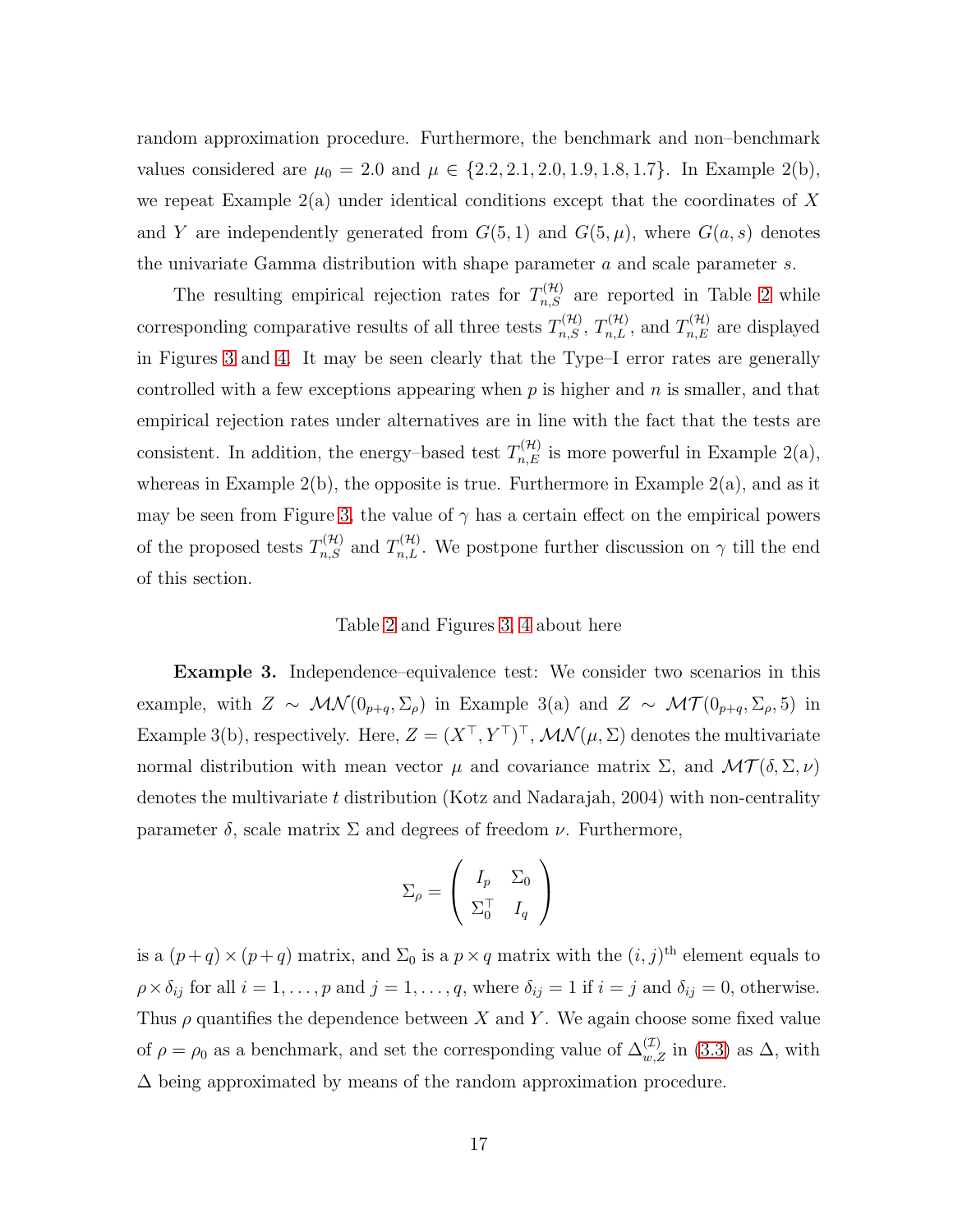random approximation procedure. Furthermore, the benchmark and non–benchmark values considered are $\mu_0 = 2.0$ and $\mu \in \{2.2, 2.1, 2.0, 1.9, 1.8, 1.7\}$. In Example 2(b), we repeat Example 2(a) under identical conditions except that the coordinates of $X$ and $Y$ are independently generated from $G(5, 1)$ and $G(5, \mu)$, where $G(a, s)$ denotes the univariate Gamma distribution with shape parameter $a$ and scale parameter $s$.

The resulting empirical rejection rates for $T_{n,S}^{(\mathcal{H})}$ are reported in Table 2 while corresponding comparative results of all three tests $T_{n,S}^{(\mathcal{H})}$, $T_{n,L}^{(\mathcal{H})}$, and $T_{n,E}^{(\mathcal{H})}$ are displayed in Figures 3 and 4. It may be seen clearly that the Type–I error rates are generally controlled with a few exceptions appearing when $p$ is higher and $n$ is smaller, and that empirical rejection rates under alternatives are in line with the fact that the tests are consistent. In addition, the energy–based test $T_{n,E}^{(\mathcal{H})}$ is more powerful in Example 2(a), whereas in Example 2(b), the opposite is true. Furthermore in Example 2(a), and as it may be seen from Figure 3, the value of $\gamma$ has a certain effect on the empirical powers of the proposed tests $T_{n,S}^{(\mathcal{H})}$ and $T_{n,L}^{(\mathcal{H})}$. We postpone further discussion on $\gamma$ till the end of this section.

Table 2 and Figures 3, 4 about here

**Example 3.** Independence–equivalence test: We consider two scenarios in this example, with $Z \sim \mathcal{MN}(0_{p+q}, \Sigma_\rho)$ in Example 3(a) and $Z \sim \mathcal{MT}(0_{p+q}, \Sigma_\rho, 5)$ in Example 3(b), respectively. Here, $Z = (X^\top, Y^\top)^\top$, $\mathcal{MN}(\mu, \Sigma)$ denotes the multivariate normal distribution with mean vector $\mu$ and covariance matrix $\Sigma$, and $\mathcal{MT}(\delta, \Sigma, \nu)$ denotes the multivariate $t$ distribution (Kotz and Nadarajah, 2004) with non-centrality parameter $\delta$, scale matrix $\Sigma$ and degrees of freedom $\nu$. Furthermore,

$$\Sigma_\rho = \begin{pmatrix} I_p & \Sigma_0 \\ \Sigma_0^\top & I_q \end{pmatrix}$$

is a $(p+q) \times (p+q)$ matrix, and $\Sigma_0$ is a $p \times q$ matrix with the $(i, j)^{\text{th}}$ element equals to $\rho \times \delta_{ij}$ for all $i = 1, \ldots, p$ and $j = 1, \ldots, q$, where $\delta_{ij} = 1$ if $i = j$ and $\delta_{ij} = 0$, otherwise. Thus $\rho$ quantifies the dependence between $X$ and $Y$. We again choose some fixed value of $\rho = \rho_0$ as a benchmark, and set the corresponding value of $\Delta_{w,Z}^{(\mathcal{I})}$ in (3.3) as $\Delta$, with $\Delta$ being approximated by means of the random approximation procedure.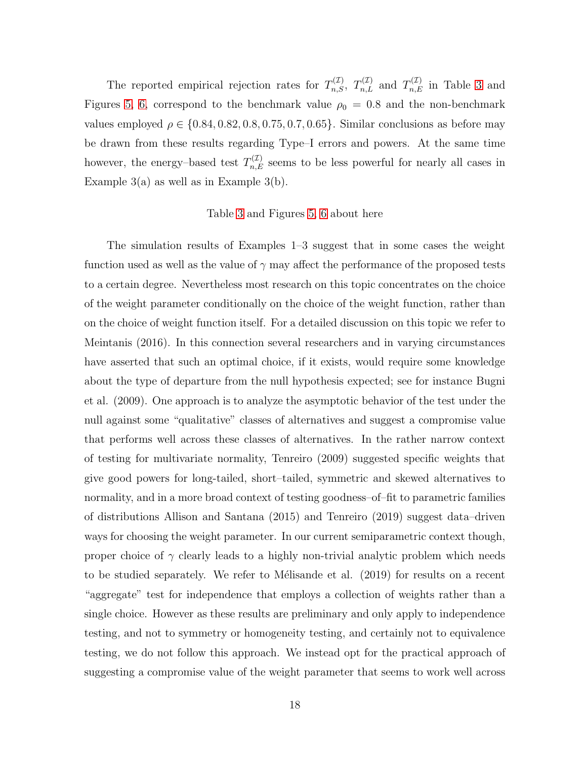The reported empirical rejection rates for $T^{(\mathcal{I})}_{n,S}$, $T^{(\mathcal{I})}_{n,L}$ and $T^{(\mathcal{I})}_{n,E}$ in Table 3 and Figures 5, 6, correspond to the benchmark value $\rho_0 = 0.8$ and the non-benchmark values employed $\rho \in \{0.84, 0.82, 0.8, 0.75, 0.7, 0.65\}$. Similar conclusions as before may be drawn from these results regarding Type–I errors and powers. At the same time however, the energy–based test $T^{(\mathcal{I})}_{n,E}$ seems to be less powerful for nearly all cases in Example 3(a) as well as in Example 3(b).

Table 3 and Figures 5, 6 about here

The simulation results of Examples 1–3 suggest that in some cases the weight function used as well as the value of $\gamma$ may affect the performance of the proposed tests to a certain degree. Nevertheless most research on this topic concentrates on the choice of the weight parameter conditionally on the choice of the weight function, rather than on the choice of weight function itself. For a detailed discussion on this topic we refer to Meintanis (2016). In this connection several researchers and in varying circumstances have asserted that such an optimal choice, if it exists, would require some knowledge about the type of departure from the null hypothesis expected; see for instance Bugni et al. (2009). One approach is to analyze the asymptotic behavior of the test under the null against some "qualitative" classes of alternatives and suggest a compromise value that performs well across these classes of alternatives. In the rather narrow context of testing for multivariate normality, Tenreiro (2009) suggested specific weights that give good powers for long-tailed, short–tailed, symmetric and skewed alternatives to normality, and in a more broad context of testing goodness–of–fit to parametric families of distributions Allison and Santana (2015) and Tenreiro (2019) suggest data–driven ways for choosing the weight parameter. In our current semiparametric context though, proper choice of $\gamma$ clearly leads to a highly non-trivial analytic problem which needs to be studied separately. We refer to Mélisande et al. (2019) for results on a recent "aggregate" test for independence that employs a collection of weights rather than a single choice. However as these results are preliminary and only apply to independence testing, and not to symmetry or homogeneity testing, and certainly not to equivalence testing, we do not follow this approach. We instead opt for the practical approach of suggesting a compromise value of the weight parameter that seems to work well across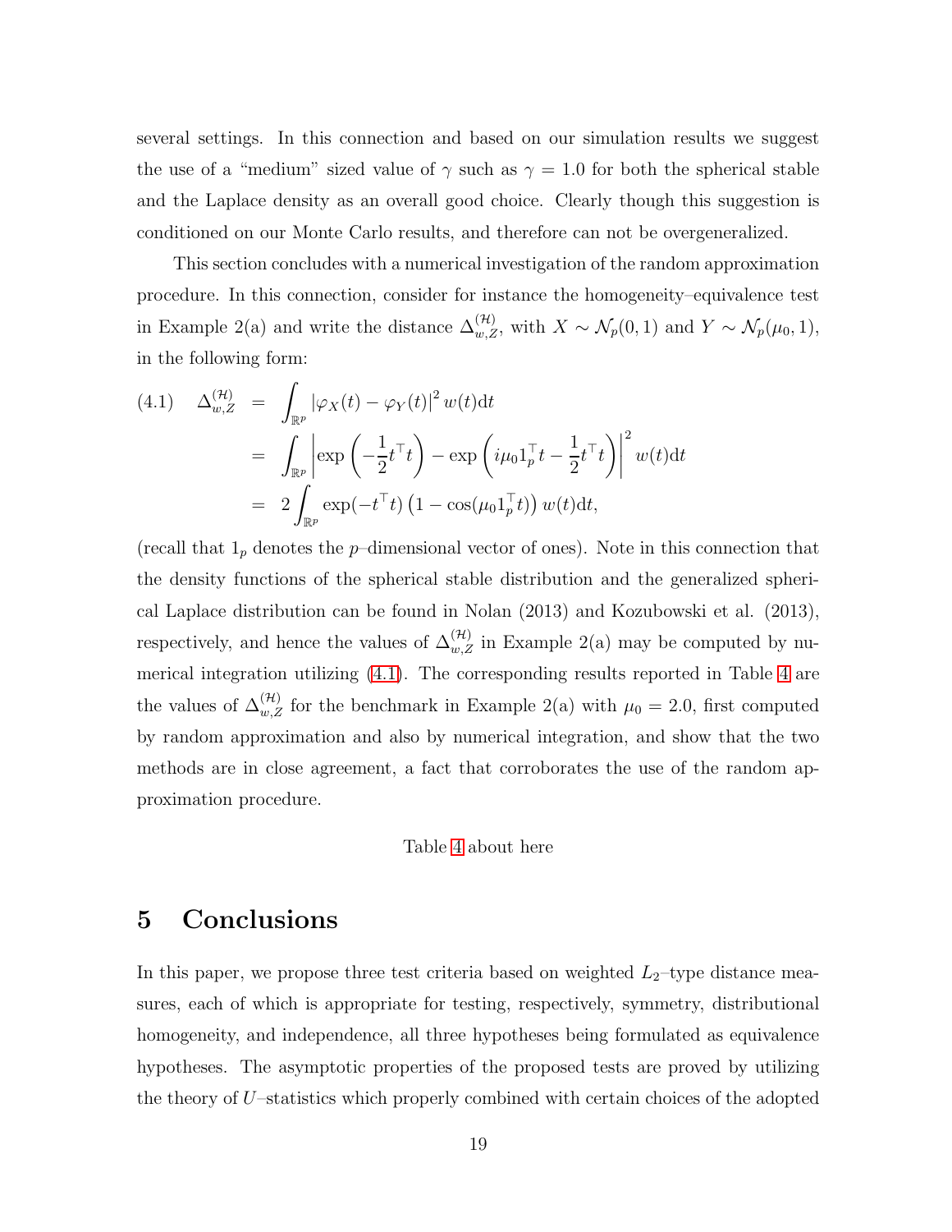several settings. In this connection and based on our simulation results we suggest the use of a "medium" sized value of $\gamma$ such as $\gamma = 1.0$ for both the spherical stable and the Laplace density as an overall good choice. Clearly though this suggestion is conditioned on our Monte Carlo results, and therefore can not be overgeneralized.

This section concludes with a numerical investigation of the random approximation procedure. In this connection, consider for instance the homogeneity–equivalence test in Example 2(a) and write the distance $\Delta_{w,Z}^{(\mathcal{H})}$, with $X \sim \mathcal{N}_p(0,1)$ and $Y \sim \mathcal{N}_p(\mu_0, 1)$, in the following form:

$$
\begin{aligned}
(4.1) \quad \Delta_{w,Z}^{(\mathcal{H})} &= \int_{\mathbb{R}^p} |\varphi_X(t) - \varphi_Y(t)|^2 \, w(t) \mathrm{d}t \\
&= \int_{\mathbb{R}^p} \left| \exp\left(-\frac{1}{2} t^\top t\right) - \exp\left(i\mu_0 1_p^\top t - \frac{1}{2} t^\top t\right) \right|^2 w(t) \mathrm{d}t \\
&= 2 \int_{\mathbb{R}^p} \exp(-t^\top t) \left(1 - \cos(\mu_0 1_p^\top t)\right) w(t) \mathrm{d}t,
\end{aligned}
$$

(recall that $1_p$ denotes the $p$–dimensional vector of ones). Note in this connection that the density functions of the spherical stable distribution and the generalized spherical Laplace distribution can be found in Nolan (2013) and Kozubowski et al. (2013), respectively, and hence the values of $\Delta_{w,Z}^{(\mathcal{H})}$ in Example 2(a) may be computed by numerical integration utilizing (4.1). The corresponding results reported in Table 4 are the values of $\Delta_{w,Z}^{(\mathcal{H})}$ for the benchmark in Example 2(a) with $\mu_0 = 2.0$, first computed by random approximation and also by numerical integration, and show that the two methods are in close agreement, a fact that corroborates the use of the random approximation procedure.

Table 4 about here

# 5 Conclusions

In this paper, we propose three test criteria based on weighted $L_2$–type distance measures, each of which is appropriate for testing, respectively, symmetry, distributional homogeneity, and independence, all three hypotheses being formulated as equivalence hypotheses. The asymptotic properties of the proposed tests are proved by utilizing the theory of $U$–statistics which properly combined with certain choices of the adopted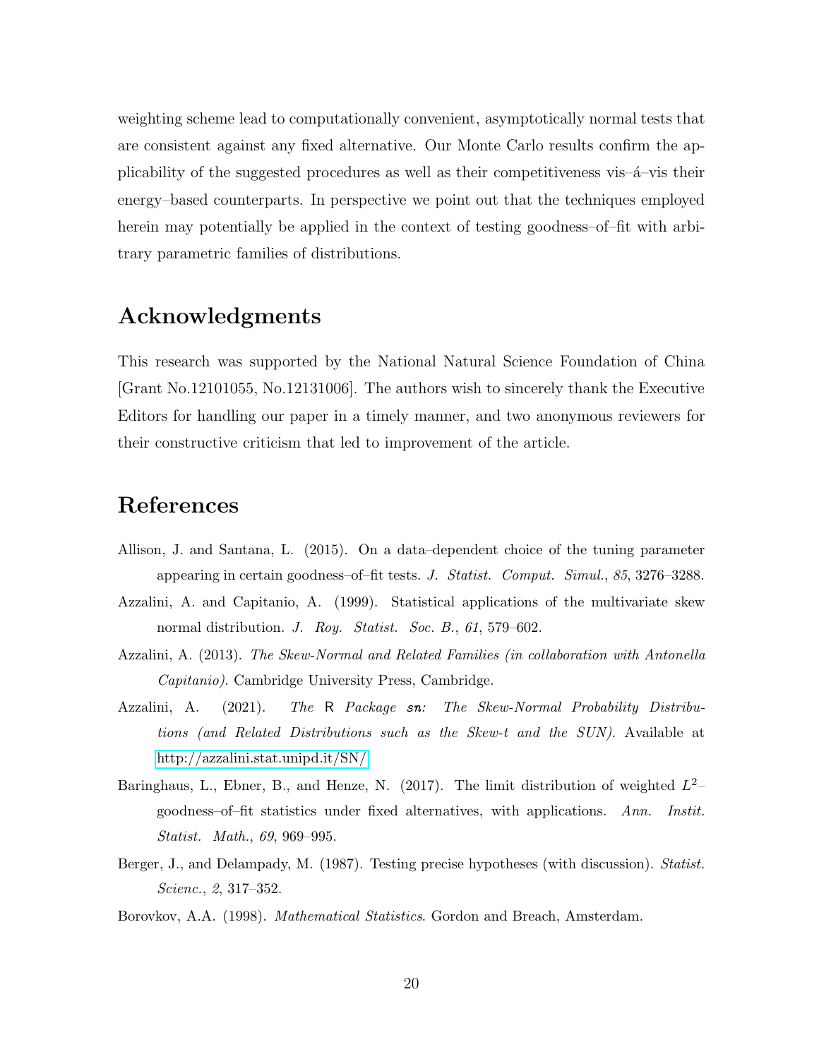weighting scheme lead to computationally convenient, asymptotically normal tests that are consistent against any fixed alternative. Our Monte Carlo results confirm the applicability of the suggested procedures as well as their competitiveness vis–á–vis their energy–based counterparts. In perspective we point out that the techniques employed herein may potentially be applied in the context of testing goodness–of–fit with arbitrary parametric families of distributions.

## Acknowledgments

This research was supported by the National Natural Science Foundation of China [Grant No.12101055, No.12131006]. The authors wish to sincerely thank the Executive Editors for handling our paper in a timely manner, and two anonymous reviewers for their constructive criticism that led to improvement of the article.

## References

Allison, J. and Santana, L. (2015). On a data–dependent choice of the tuning parameter appearing in certain goodness–of–fit tests. *J. Statist. Comput. Simul.*, *85*, 3276–3288.

Azzalini, A. and Capitanio, A. (1999). Statistical applications of the multivariate skew normal distribution. *J. Roy. Statist. Soc. B.*, *61*, 579–602.

Azzalini, A. (2013). *The Skew-Normal and Related Families (in collaboration with Antonella Capitanio)*. Cambridge University Press, Cambridge.

Azzalini, A. (2021). *The* R *Package* ***sn****: The Skew-Normal Probability Distributions (and Related Distributions such as the Skew-t and the SUN)*. Available at http://azzalini.stat.unipd.it/SN/

Baringhaus, L., Ebner, B., and Henze, N. (2017). The limit distribution of weighted $L^2$–goodness–of–fit statistics under fixed alternatives, with applications. *Ann. Instit. Statist. Math.*, *69*, 969–995.

Berger, J., and Delampady, M. (1987). Testing precise hypotheses (with discussion). *Statist. Scienc.*, *2*, 317–352.

Borovkov, A.A. (1998). *Mathematical Statistics*. Gordon and Breach, Amsterdam.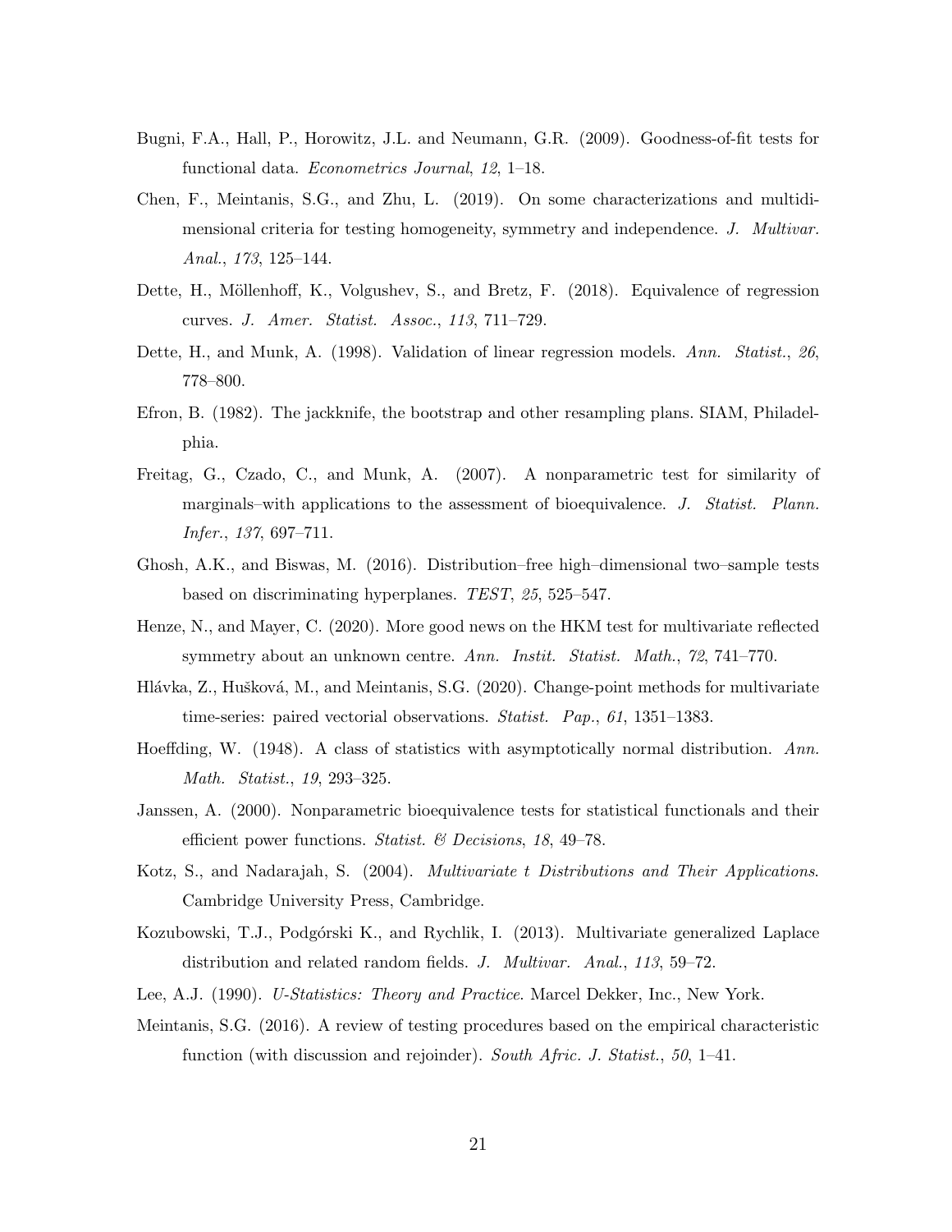Bugni, F.A., Hall, P., Horowitz, J.L. and Neumann, G.R. (2009). Goodness-of-fit tests for functional data. *Econometrics Journal*, *12*, 1–18.

Chen, F., Meintanis, S.G., and Zhu, L. (2019). On some characterizations and multidimensional criteria for testing homogeneity, symmetry and independence. *J. Multivar. Anal.*, *173*, 125–144.

Dette, H., Möllenhoff, K., Volgushev, S., and Bretz, F. (2018). Equivalence of regression curves. *J. Amer. Statist. Assoc.*, *113*, 711–729.

Dette, H., and Munk, A. (1998). Validation of linear regression models. *Ann. Statist.*, *26*, 778–800.

Efron, B. (1982). The jackknife, the bootstrap and other resampling plans. SIAM, Philadelphia.

Freitag, G., Czado, C., and Munk, A. (2007). A nonparametric test for similarity of marginals–with applications to the assessment of bioequivalence. *J. Statist. Plann. Infer.*, *137*, 697–711.

Ghosh, A.K., and Biswas, M. (2016). Distribution–free high–dimensional two–sample tests based on discriminating hyperplanes. *TEST*, *25*, 525–547.

Henze, N., and Mayer, C. (2020). More good news on the HKM test for multivariate reflected symmetry about an unknown centre. *Ann. Instit. Statist. Math.*, *72*, 741–770.

Hlávka, Z., Hušková, M., and Meintanis, S.G. (2020). Change-point methods for multivariate time-series: paired vectorial observations. *Statist. Pap.*, *61*, 1351–1383.

Hoeffding, W. (1948). A class of statistics with asymptotically normal distribution. *Ann. Math. Statist.*, *19*, 293–325.

Janssen, A. (2000). Nonparametric bioequivalence tests for statistical functionals and their efficient power functions. *Statist. & Decisions*, *18*, 49–78.

Kotz, S., and Nadarajah, S. (2004). *Multivariate t Distributions and Their Applications*. Cambridge University Press, Cambridge.

Kozubowski, T.J., Podgórski K., and Rychlik, I. (2013). Multivariate generalized Laplace distribution and related random fields. *J. Multivar. Anal.*, *113*, 59–72.

Lee, A.J. (1990). *U-Statistics: Theory and Practice*. Marcel Dekker, Inc., New York.

Meintanis, S.G. (2016). A review of testing procedures based on the empirical characteristic function (with discussion and rejoinder). *South Afric. J. Statist.*, *50*, 1–41.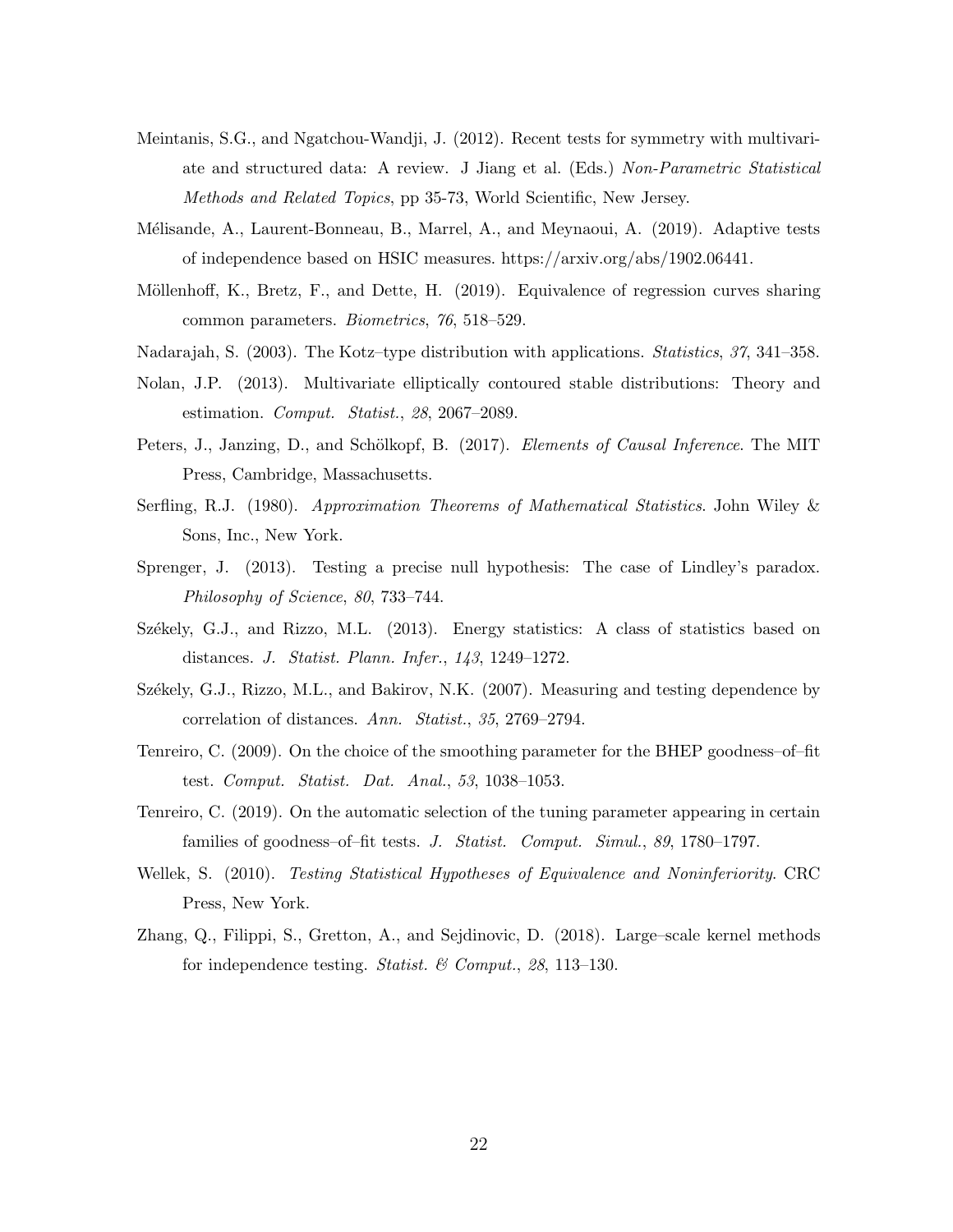Meintanis, S.G., and Ngatchou-Wandji, J. (2012). Recent tests for symmetry with multivariate and structured data: A review. J Jiang et al. (Eds.) *Non-Parametric Statistical Methods and Related Topics*, pp 35-73, World Scientific, New Jersey.

Mélisande, A., Laurent-Bonneau, B., Marrel, A., and Meynaoui, A. (2019). Adaptive tests of independence based on HSIC measures. https://arxiv.org/abs/1902.06441.

Möllenhoff, K., Bretz, F., and Dette, H. (2019). Equivalence of regression curves sharing common parameters. *Biometrics*, *76*, 518–529.

Nadarajah, S. (2003). The Kotz–type distribution with applications. *Statistics*, *37*, 341–358.

Nolan, J.P. (2013). Multivariate elliptically contoured stable distributions: Theory and estimation. *Comput. Statist.*, *28*, 2067–2089.

Peters, J., Janzing, D., and Schölkopf, B. (2017). *Elements of Causal Inference*. The MIT Press, Cambridge, Massachusetts.

Serfling, R.J. (1980). *Approximation Theorems of Mathematical Statistics*. John Wiley & Sons, Inc., New York.

Sprenger, J. (2013). Testing a precise null hypothesis: The case of Lindley's paradox. *Philosophy of Science*, *80*, 733–744.

Székely, G.J., and Rizzo, M.L. (2013). Energy statistics: A class of statistics based on distances. *J. Statist. Plann. Infer.*, *143*, 1249–1272.

Székely, G.J., Rizzo, M.L., and Bakirov, N.K. (2007). Measuring and testing dependence by correlation of distances. *Ann. Statist.*, *35*, 2769–2794.

Tenreiro, C. (2009). On the choice of the smoothing parameter for the BHEP goodness–of–fit test. *Comput. Statist. Dat. Anal.*, *53*, 1038–1053.

Tenreiro, C. (2019). On the automatic selection of the tuning parameter appearing in certain families of goodness–of–fit tests. *J. Statist. Comput. Simul.*, *89*, 1780–1797.

Wellek, S. (2010). *Testing Statistical Hypotheses of Equivalence and Noninferiority*. CRC Press, New York.

Zhang, Q., Filippi, S., Gretton, A., and Sejdinovic, D. (2018). Large–scale kernel methods for independence testing. *Statist. & Comput.*, *28*, 113–130.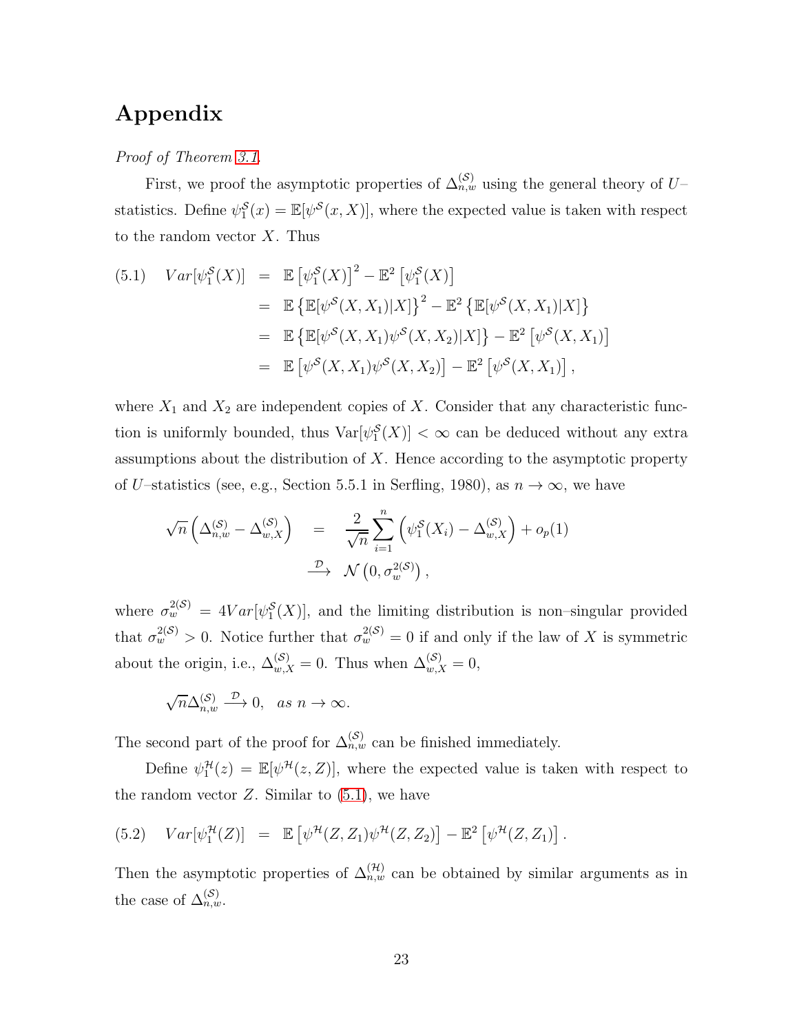# Appendix

*Proof of Theorem 3.1.*

First, we proof the asymptotic properties of $\Delta_{n,w}^{(\mathcal{S})}$ using the general theory of $U$–statistics. Define $\psi_1^{\mathcal{S}}(x) = \mathbb{E}[\psi^{\mathcal{S}}(x, X)]$, where the expected value is taken with respect to the random vector $X$. Thus

$$
\begin{aligned}
(5.1) \quad Var[\psi_1^{\mathcal{S}}(X)] &= \mathbb{E}\left[\psi_1^{\mathcal{S}}(X)\right]^2 - \mathbb{E}^2\left[\psi_1^{\mathcal{S}}(X)\right] \\
&= \mathbb{E}\left\{\mathbb{E}[\psi^{\mathcal{S}}(X, X_1)|X]\right\}^2 - \mathbb{E}^2\left\{\mathbb{E}[\psi^{\mathcal{S}}(X, X_1)|X]\right\} \\
&= \mathbb{E}\left\{\mathbb{E}[\psi^{\mathcal{S}}(X, X_1)\psi^{\mathcal{S}}(X, X_2)|X]\right\} - \mathbb{E}^2\left[\psi^{\mathcal{S}}(X, X_1)\right] \\
&= \mathbb{E}\left[\psi^{\mathcal{S}}(X, X_1)\psi^{\mathcal{S}}(X, X_2)\right] - \mathbb{E}^2\left[\psi^{\mathcal{S}}(X, X_1)\right],
\end{aligned}
$$

where $X_1$ and $X_2$ are independent copies of $X$. Consider that any characteristic function is uniformly bounded, thus $\text{Var}[\psi_1^{\mathcal{S}}(X)] < \infty$ can be deduced without any extra assumptions about the distribution of $X$. Hence according to the asymptotic property of $U$–statistics (see, e.g., Section 5.5.1 in Serfling, 1980), as $n \to \infty$, we have

$$
\begin{aligned}
\sqrt{n}\left(\Delta_{n,w}^{(\mathcal{S})} - \Delta_{w,X}^{(\mathcal{S})}\right) &= \frac{2}{\sqrt{n}}\sum_{i=1}^{n}\left(\psi_1^{\mathcal{S}}(X_i) - \Delta_{w,X}^{(\mathcal{S})}\right) + o_p(1) \\
&\xrightarrow{\mathcal{D}} \mathcal{N}\left(0, \sigma_w^{2(\mathcal{S})}\right),
\end{aligned}
$$

where $\sigma_w^{2(\mathcal{S})} = 4Var[\psi_1^{\mathcal{S}}(X)]$, and the limiting distribution is non–singular provided that $\sigma_w^{2(\mathcal{S})} > 0$. Notice further that $\sigma_w^{2(\mathcal{S})} = 0$ if and only if the law of $X$ is symmetric about the origin, i.e., $\Delta_{w,X}^{(\mathcal{S})} = 0$. Thus when $\Delta_{w,X}^{(\mathcal{S})} = 0$,

$$
\sqrt{n}\Delta_{n,w}^{(\mathcal{S})} \xrightarrow{\mathcal{D}} 0, \quad as\ n \to \infty.
$$

The second part of the proof for $\Delta_{n,w}^{(\mathcal{S})}$ can be finished immediately.

Define $\psi_1^{\mathcal{H}}(z) = \mathbb{E}[\psi^{\mathcal{H}}(z, Z)]$, where the expected value is taken with respect to the random vector $Z$. Similar to (5.1), we have

$$
(5.2) \quad Var[\psi_1^{\mathcal{H}}(Z)] = \mathbb{E}\left[\psi^{\mathcal{H}}(Z, Z_1)\psi^{\mathcal{H}}(Z, Z_2)\right] - \mathbb{E}^2\left[\psi^{\mathcal{H}}(Z, Z_1)\right].
$$

Then the asymptotic properties of $\Delta_{n,w}^{(\mathcal{H})}$ can be obtained by similar arguments as in the case of $\Delta_{n,w}^{(\mathcal{S})}$.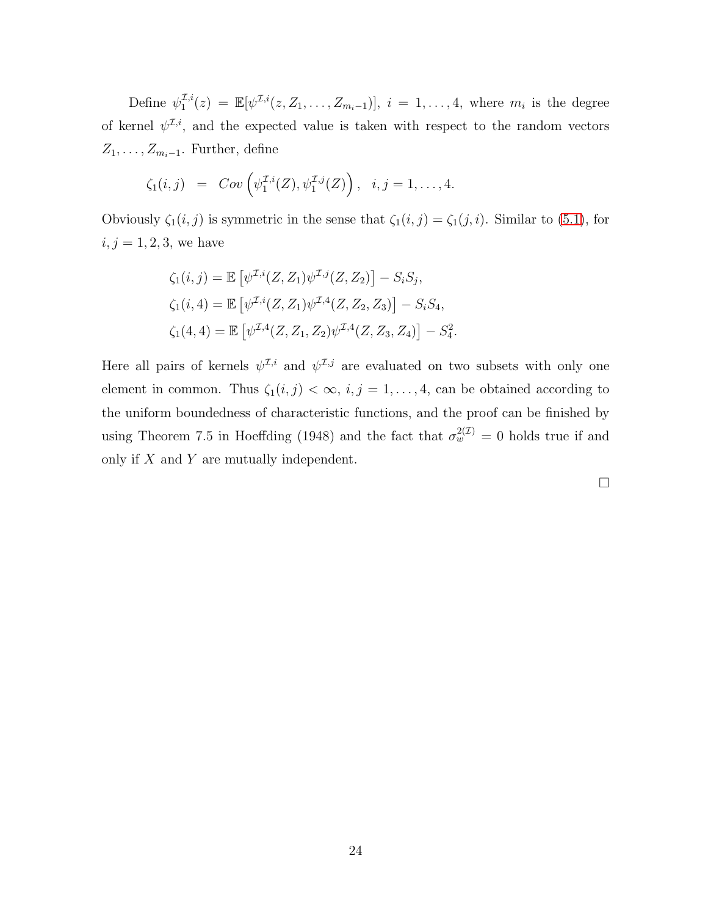Define $\psi_1^{\mathcal{I},i}(z) = \mathbb{E}[\psi^{\mathcal{I},i}(z, Z_1, \ldots, Z_{m_i-1})]$, $i = 1, \ldots, 4$, where $m_i$ is the degree of kernel $\psi^{\mathcal{I},i}$, and the expected value is taken with respect to the random vectors $Z_1, \ldots, Z_{m_i-1}$. Further, define

$$\zeta_1(i,j) \;\; = \;\; Cov\left(\psi_1^{\mathcal{I},i}(Z), \psi_1^{\mathcal{I},j}(Z)\right), \;\; i,j = 1, \ldots, 4.$$

Obviously $\zeta_1(i,j)$ is symmetric in the sense that $\zeta_1(i,j) = \zeta_1(j,i)$. Similar to (5.1), for $i,j = 1,2,3$, we have

$$\zeta_1(i,j) = \mathbb{E}\left[\psi^{\mathcal{I},i}(Z, Z_1)\psi^{\mathcal{I},j}(Z, Z_2)\right] - S_i S_j,$$

$$\zeta_1(i,4) = \mathbb{E}\left[\psi^{\mathcal{I},i}(Z, Z_1)\psi^{\mathcal{I},4}(Z, Z_2, Z_3)\right] - S_i S_4,$$

$$\zeta_1(4,4) = \mathbb{E}\left[\psi^{\mathcal{I},4}(Z, Z_1, Z_2)\psi^{\mathcal{I},4}(Z, Z_3, Z_4)\right] - S_4^2.$$

Here all pairs of kernels $\psi^{\mathcal{I},i}$ and $\psi^{\mathcal{I},j}$ are evaluated on two subsets with only one element in common. Thus $\zeta_1(i,j) < \infty$, $i,j = 1, \ldots, 4$, can be obtained according to the uniform boundedness of characteristic functions, and the proof can be finished by using Theorem 7.5 in Hoeffding (1948) and the fact that $\sigma_w^{2(\mathcal{I})} = 0$ holds true if and only if $X$ and $Y$ are mutually independent.

□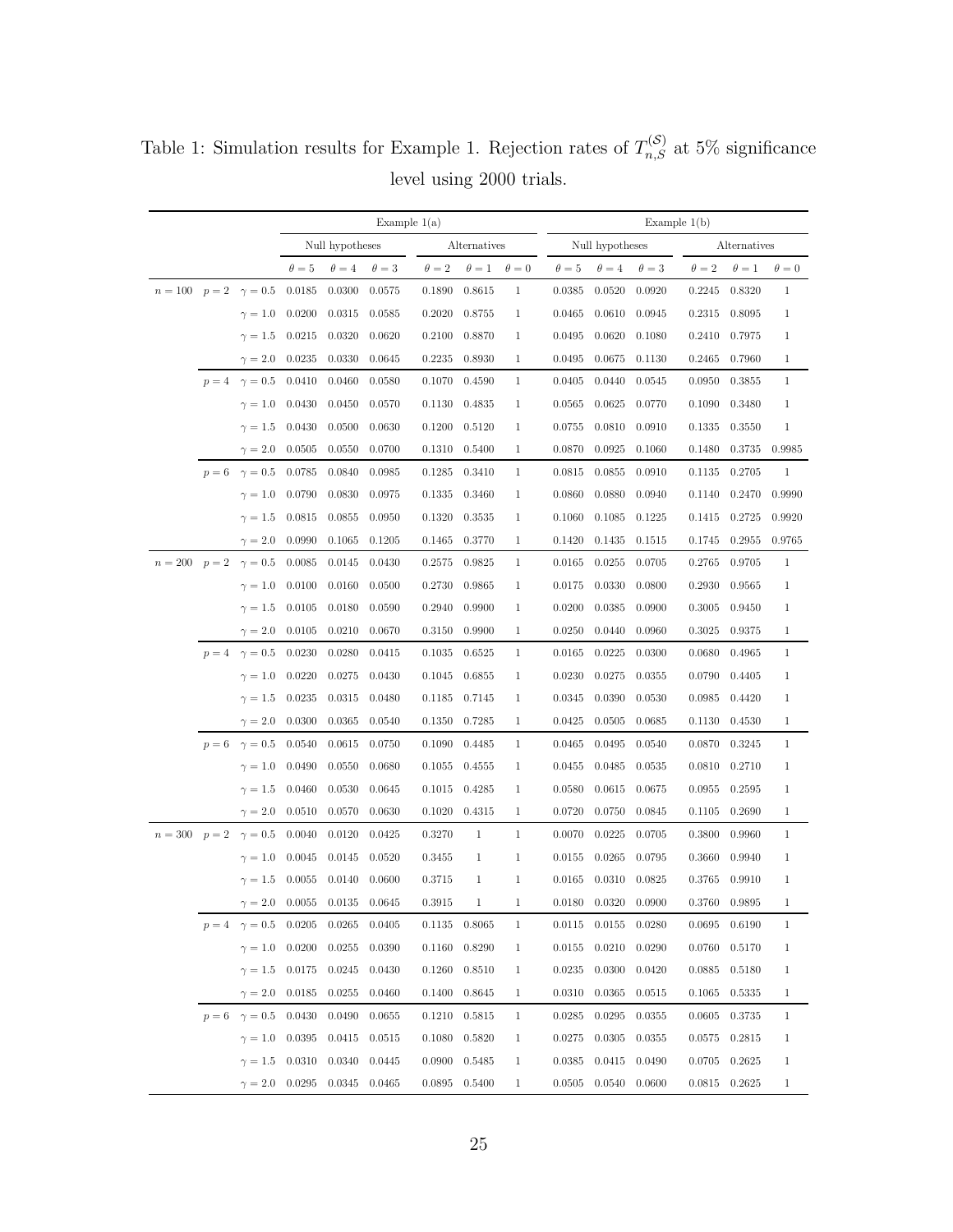Table 1: Simulation results for Example 1. Rejection rates of $T_{n,S}^{(\mathcal{S})}$ at 5% significance level using 2000 trials.

| | | | Example 1(a) | | | | | | Example 1(b) | | | | | |
|---|---|---|---|---|---|---|---|---|---|---|---|---|---|---|
| | | | Null hypotheses | | | Alternatives | | | Null hypotheses | | | Alternatives | | |
| | | | $\theta=5$ | $\theta=4$ | $\theta=3$ | $\theta=2$ | $\theta=1$ | $\theta=0$ | $\theta=5$ | $\theta=4$ | $\theta=3$ | $\theta=2$ | $\theta=1$ | $\theta=0$ |
| $n=100$ | $p=2$ | $\gamma=0.5$ | 0.0185 | 0.0300 | 0.0575 | 0.1890 | 0.8615 | 1 | 0.0385 | 0.0520 | 0.0920 | 0.2245 | 0.8320 | 1 |
| | | $\gamma=1.0$ | 0.0200 | 0.0315 | 0.0585 | 0.2020 | 0.8755 | 1 | 0.0465 | 0.0610 | 0.0945 | 0.2315 | 0.8095 | 1 |
| | | $\gamma=1.5$ | 0.0215 | 0.0320 | 0.0620 | 0.2100 | 0.8870 | 1 | 0.0495 | 0.0620 | 0.1080 | 0.2410 | 0.7975 | 1 |
| | | $\gamma=2.0$ | 0.0235 | 0.0330 | 0.0645 | 0.2235 | 0.8930 | 1 | 0.0495 | 0.0675 | 0.1130 | 0.2465 | 0.7960 | 1 |
| | $p=4$ | $\gamma=0.5$ | 0.0410 | 0.0460 | 0.0580 | 0.1070 | 0.4590 | 1 | 0.0405 | 0.0440 | 0.0545 | 0.0950 | 0.3855 | 1 |
| | | $\gamma=1.0$ | 0.0430 | 0.0450 | 0.0570 | 0.1130 | 0.4835 | 1 | 0.0565 | 0.0625 | 0.0770 | 0.1090 | 0.3480 | 1 |
| | | $\gamma=1.5$ | 0.0430 | 0.0500 | 0.0630 | 0.1200 | 0.5120 | 1 | 0.0755 | 0.0810 | 0.0910 | 0.1335 | 0.3550 | 1 |
| | | $\gamma=2.0$ | 0.0505 | 0.0550 | 0.0700 | 0.1310 | 0.5400 | 1 | 0.0870 | 0.0925 | 0.1060 | 0.1480 | 0.3735 | 0.9985 |
| | $p=6$ | $\gamma=0.5$ | 0.0785 | 0.0840 | 0.0985 | 0.1285 | 0.3410 | 1 | 0.0815 | 0.0855 | 0.0910 | 0.1135 | 0.2705 | 1 |
| | | $\gamma=1.0$ | 0.0790 | 0.0830 | 0.0975 | 0.1335 | 0.3460 | 1 | 0.0860 | 0.0880 | 0.0940 | 0.1140 | 0.2470 | 0.9990 |
| | | $\gamma=1.5$ | 0.0815 | 0.0855 | 0.0950 | 0.1320 | 0.3535 | 1 | 0.1060 | 0.1085 | 0.1225 | 0.1415 | 0.2725 | 0.9920 |
| | | $\gamma=2.0$ | 0.0990 | 0.1065 | 0.1205 | 0.1465 | 0.3770 | 1 | 0.1420 | 0.1435 | 0.1515 | 0.1745 | 0.2955 | 0.9765 |
| $n=200$ | $p=2$ | $\gamma=0.5$ | 0.0085 | 0.0145 | 0.0430 | 0.2575 | 0.9825 | 1 | 0.0165 | 0.0255 | 0.0705 | 0.2765 | 0.9705 | 1 |
| | | $\gamma=1.0$ | 0.0100 | 0.0160 | 0.0500 | 0.2730 | 0.9865 | 1 | 0.0175 | 0.0330 | 0.0800 | 0.2930 | 0.9565 | 1 |
| | | $\gamma=1.5$ | 0.0105 | 0.0180 | 0.0590 | 0.2940 | 0.9900 | 1 | 0.0200 | 0.0385 | 0.0900 | 0.3005 | 0.9450 | 1 |
| | | $\gamma=2.0$ | 0.0105 | 0.0210 | 0.0670 | 0.3150 | 0.9900 | 1 | 0.0250 | 0.0440 | 0.0960 | 0.3025 | 0.9375 | 1 |
| | $p=4$ | $\gamma=0.5$ | 0.0230 | 0.0280 | 0.0415 | 0.1035 | 0.6525 | 1 | 0.0165 | 0.0225 | 0.0300 | 0.0680 | 0.4965 | 1 |
| | | $\gamma=1.0$ | 0.0220 | 0.0275 | 0.0430 | 0.1045 | 0.6855 | 1 | 0.0230 | 0.0275 | 0.0355 | 0.0790 | 0.4405 | 1 |
| | | $\gamma=1.5$ | 0.0235 | 0.0315 | 0.0480 | 0.1185 | 0.7145 | 1 | 0.0345 | 0.0390 | 0.0530 | 0.0985 | 0.4420 | 1 |
| | | $\gamma=2.0$ | 0.0300 | 0.0365 | 0.0540 | 0.1350 | 0.7285 | 1 | 0.0425 | 0.0505 | 0.0685 | 0.1130 | 0.4530 | 1 |
| | $p=6$ | $\gamma=0.5$ | 0.0540 | 0.0615 | 0.0750 | 0.1090 | 0.4485 | 1 | 0.0465 | 0.0495 | 0.0540 | 0.0870 | 0.3245 | 1 |
| | | $\gamma=1.0$ | 0.0490 | 0.0550 | 0.0680 | 0.1055 | 0.4555 | 1 | 0.0455 | 0.0485 | 0.0535 | 0.0810 | 0.2710 | 1 |
| | | $\gamma=1.5$ | 0.0460 | 0.0530 | 0.0645 | 0.1015 | 0.4285 | 1 | 0.0580 | 0.0615 | 0.0675 | 0.0955 | 0.2595 | 1 |
| | | $\gamma=2.0$ | 0.0510 | 0.0570 | 0.0630 | 0.1020 | 0.4315 | 1 | 0.0720 | 0.0750 | 0.0845 | 0.1105 | 0.2690 | 1 |
| $n=300$ | $p=2$ | $\gamma=0.5$ | 0.0040 | 0.0120 | 0.0425 | 0.3270 | 1 | 1 | 0.0070 | 0.0225 | 0.0705 | 0.3800 | 0.9960 | 1 |
| | | $\gamma=1.0$ | 0.0045 | 0.0145 | 0.0520 | 0.3455 | 1 | 1 | 0.0155 | 0.0265 | 0.0795 | 0.3660 | 0.9940 | 1 |
| | | $\gamma=1.5$ | 0.0055 | 0.0140 | 0.0600 | 0.3715 | 1 | 1 | 0.0165 | 0.0310 | 0.0825 | 0.3765 | 0.9910 | 1 |
| | | $\gamma=2.0$ | 0.0055 | 0.0135 | 0.0645 | 0.3915 | 1 | 1 | 0.0180 | 0.0320 | 0.0900 | 0.3760 | 0.9895 | 1 |
| | $p=4$ | $\gamma=0.5$ | 0.0205 | 0.0265 | 0.0405 | 0.1135 | 0.8065 | 1 | 0.0115 | 0.0155 | 0.0280 | 0.0695 | 0.6190 | 1 |
| | | $\gamma=1.0$ | 0.0200 | 0.0255 | 0.0390 | 0.1160 | 0.8290 | 1 | 0.0155 | 0.0210 | 0.0290 | 0.0760 | 0.5170 | 1 |
| | | $\gamma=1.5$ | 0.0175 | 0.0245 | 0.0430 | 0.1260 | 0.8510 | 1 | 0.0235 | 0.0300 | 0.0420 | 0.0885 | 0.5180 | 1 |
| | | $\gamma=2.0$ | 0.0185 | 0.0255 | 0.0460 | 0.1400 | 0.8645 | 1 | 0.0310 | 0.0365 | 0.0515 | 0.1065 | 0.5335 | 1 |
| | $p=6$ | $\gamma=0.5$ | 0.0430 | 0.0490 | 0.0655 | 0.1210 | 0.5815 | 1 | 0.0285 | 0.0295 | 0.0355 | 0.0605 | 0.3735 | 1 |
| | | $\gamma=1.0$ | 0.0395 | 0.0415 | 0.0515 | 0.1080 | 0.5820 | 1 | 0.0275 | 0.0305 | 0.0355 | 0.0575 | 0.2815 | 1 |
| | | $\gamma=1.5$ | 0.0310 | 0.0340 | 0.0445 | 0.0900 | 0.5485 | 1 | 0.0385 | 0.0415 | 0.0490 | 0.0705 | 0.2625 | 1 |
| | | $\gamma=2.0$ | 0.0295 | 0.0345 | 0.0465 | 0.0895 | 0.5400 | 1 | 0.0505 | 0.0540 | 0.0600 | 0.0815 | 0.2625 | 1 |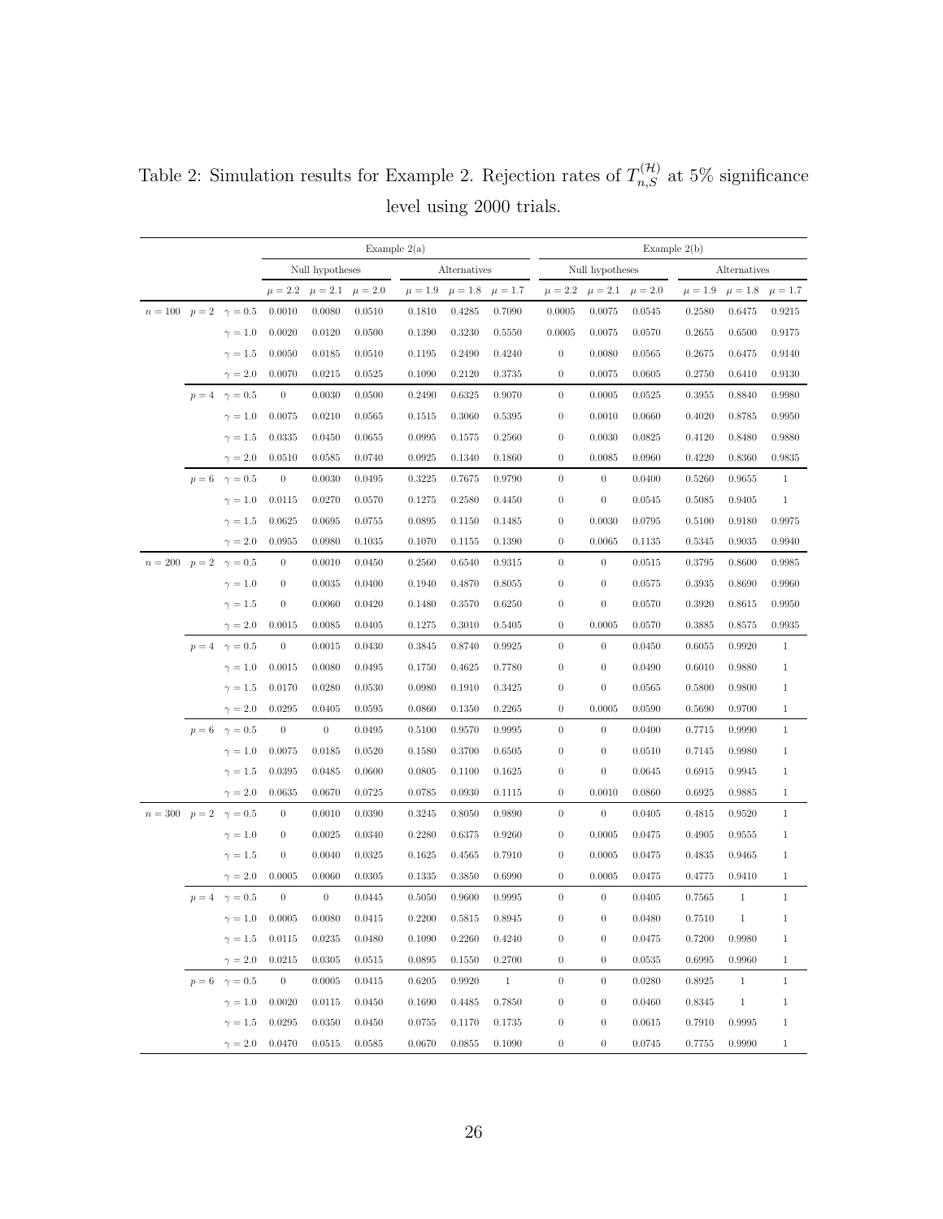Table 2: Simulation results for Example 2. Rejection rates of $T_{n,S}^{(\mathcal{H})}$ at 5% significance level using 2000 trials.

| | | | Example 2(a) | | | | | | Example 2(b) | | | | | |
|---|---|---|---|---|---|---|---|---|---|---|---|---|---|---|
| | | | Null hypotheses | | | Alternatives | | | Null hypotheses | | | Alternatives | | |
| | | | $\mu = 2.2$ | $\mu = 2.1$ | $\mu = 2.0$ | $\mu = 1.9$ | $\mu = 1.8$ | $\mu = 1.7$ | $\mu = 2.2$ | $\mu = 2.1$ | $\mu = 2.0$ | $\mu = 1.9$ | $\mu = 1.8$ | $\mu = 1.7$ |
| $n = 100$ | $p = 2$ | $\gamma = 0.5$ | 0.0010 | 0.0080 | 0.0510 | 0.1810 | 0.4285 | 0.7090 | 0.0005 | 0.0075 | 0.0545 | 0.2580 | 0.6475 | 0.9215 |
| | | $\gamma = 1.0$ | 0.0020 | 0.0120 | 0.0500 | 0.1390 | 0.3230 | 0.5550 | 0.0005 | 0.0075 | 0.0570 | 0.2655 | 0.6500 | 0.9175 |
| | | $\gamma = 1.5$ | 0.0050 | 0.0185 | 0.0510 | 0.1195 | 0.2490 | 0.4240 | 0 | 0.0080 | 0.0565 | 0.2675 | 0.6475 | 0.9140 |
| | | $\gamma = 2.0$ | 0.0070 | 0.0215 | 0.0525 | 0.1090 | 0.2120 | 0.3735 | 0 | 0.0075 | 0.0605 | 0.2750 | 0.6410 | 0.9130 |
| | $p = 4$ | $\gamma = 0.5$ | 0 | 0.0030 | 0.0500 | 0.2490 | 0.6325 | 0.9070 | 0 | 0.0005 | 0.0525 | 0.3955 | 0.8840 | 0.9980 |
| | | $\gamma = 1.0$ | 0.0075 | 0.0210 | 0.0565 | 0.1515 | 0.3060 | 0.5395 | 0 | 0.0010 | 0.0660 | 0.4020 | 0.8785 | 0.9950 |
| | | $\gamma = 1.5$ | 0.0335 | 0.0450 | 0.0655 | 0.0995 | 0.1575 | 0.2560 | 0 | 0.0030 | 0.0825 | 0.4120 | 0.8480 | 0.9880 |
| | | $\gamma = 2.0$ | 0.0510 | 0.0585 | 0.0740 | 0.0925 | 0.1340 | 0.1860 | 0 | 0.0085 | 0.0960 | 0.4220 | 0.8360 | 0.9835 |
| | $p = 6$ | $\gamma = 0.5$ | 0 | 0.0030 | 0.0495 | 0.3225 | 0.7675 | 0.9790 | 0 | 0 | 0.0400 | 0.5260 | 0.9655 | 1 |
| | | $\gamma = 1.0$ | 0.0115 | 0.0270 | 0.0570 | 0.1275 | 0.2580 | 0.4450 | 0 | 0 | 0.0545 | 0.5085 | 0.9405 | 1 |
| | | $\gamma = 1.5$ | 0.0625 | 0.0695 | 0.0755 | 0.0895 | 0.1150 | 0.1485 | 0 | 0.0030 | 0.0795 | 0.5100 | 0.9180 | 0.9975 |
| | | $\gamma = 2.0$ | 0.0955 | 0.0980 | 0.1035 | 0.1070 | 0.1155 | 0.1390 | 0 | 0.0065 | 0.1135 | 0.5345 | 0.9035 | 0.9940 |
| $n = 200$ | $p = 2$ | $\gamma = 0.5$ | 0 | 0.0010 | 0.0450 | 0.2560 | 0.6540 | 0.9315 | 0 | 0 | 0.0515 | 0.3795 | 0.8600 | 0.9985 |
| | | $\gamma = 1.0$ | 0 | 0.0035 | 0.0400 | 0.1940 | 0.4870 | 0.8055 | 0 | 0 | 0.0575 | 0.3935 | 0.8690 | 0.9960 |
| | | $\gamma = 1.5$ | 0 | 0.0060 | 0.0420 | 0.1480 | 0.3570 | 0.6250 | 0 | 0 | 0.0570 | 0.3920 | 0.8615 | 0.9950 |
| | | $\gamma = 2.0$ | 0.0015 | 0.0085 | 0.0405 | 0.1275 | 0.3010 | 0.5405 | 0 | 0.0005 | 0.0570 | 0.3885 | 0.8575 | 0.9935 |
| | $p = 4$ | $\gamma = 0.5$ | 0 | 0.0015 | 0.0430 | 0.3845 | 0.8740 | 0.9925 | 0 | 0 | 0.0450 | 0.6055 | 0.9920 | 1 |
| | | $\gamma = 1.0$ | 0.0015 | 0.0080 | 0.0495 | 0.1750 | 0.4625 | 0.7780 | 0 | 0 | 0.0490 | 0.6010 | 0.9880 | 1 |
| | | $\gamma = 1.5$ | 0.0170 | 0.0280 | 0.0530 | 0.0980 | 0.1910 | 0.3425 | 0 | 0 | 0.0565 | 0.5800 | 0.9800 | 1 |
| | | $\gamma = 2.0$ | 0.0295 | 0.0405 | 0.0595 | 0.0860 | 0.1350 | 0.2265 | 0 | 0.0005 | 0.0590 | 0.5690 | 0.9700 | 1 |
| | $p = 6$ | $\gamma = 0.5$ | 0 | 0 | 0.0495 | 0.5100 | 0.9570 | 0.9995 | 0 | 0 | 0.0400 | 0.7715 | 0.9990 | 1 |
| | | $\gamma = 1.0$ | 0.0075 | 0.0185 | 0.0520 | 0.1580 | 0.3700 | 0.6505 | 0 | 0 | 0.0510 | 0.7145 | 0.9980 | 1 |
| | | $\gamma = 1.5$ | 0.0395 | 0.0485 | 0.0600 | 0.0805 | 0.1100 | 0.1625 | 0 | 0 | 0.0645 | 0.6915 | 0.9945 | 1 |
| | | $\gamma = 2.0$ | 0.0635 | 0.0670 | 0.0725 | 0.0785 | 0.0930 | 0.1115 | 0 | 0.0010 | 0.0860 | 0.6925 | 0.9885 | 1 |
| $n = 300$ | $p = 2$ | $\gamma = 0.5$ | 0 | 0.0010 | 0.0390 | 0.3245 | 0.8050 | 0.9890 | 0 | 0 | 0.0405 | 0.4815 | 0.9520 | 1 |
| | | $\gamma = 1.0$ | 0 | 0.0025 | 0.0340 | 0.2280 | 0.6375 | 0.9260 | 0 | 0.0005 | 0.0475 | 0.4905 | 0.9555 | 1 |
| | | $\gamma = 1.5$ | 0 | 0.0040 | 0.0325 | 0.1625 | 0.4565 | 0.7910 | 0 | 0.0005 | 0.0475 | 0.4835 | 0.9465 | 1 |
| | | $\gamma = 2.0$ | 0.0005 | 0.0060 | 0.0305 | 0.1335 | 0.3850 | 0.6990 | 0 | 0.0005 | 0.0475 | 0.4775 | 0.9410 | 1 |
| | $p = 4$ | $\gamma = 0.5$ | 0 | 0 | 0.0445 | 0.5050 | 0.9600 | 0.9995 | 0 | 0 | 0.0405 | 0.7565 | 1 | 1 |
| | | $\gamma = 1.0$ | 0.0005 | 0.0080 | 0.0415 | 0.2200 | 0.5815 | 0.8945 | 0 | 0 | 0.0480 | 0.7510 | 1 | 1 |
| | | $\gamma = 1.5$ | 0.0115 | 0.0235 | 0.0480 | 0.1090 | 0.2260 | 0.4240 | 0 | 0 | 0.0475 | 0.7200 | 0.9980 | 1 |
| | | $\gamma = 2.0$ | 0.0215 | 0.0305 | 0.0515 | 0.0895 | 0.1550 | 0.2700 | 0 | 0 | 0.0535 | 0.6995 | 0.9960 | 1 |
| | $p = 6$ | $\gamma = 0.5$ | 0 | 0.0005 | 0.0415 | 0.6205 | 0.9920 | 1 | 0 | 0 | 0.0280 | 0.8925 | 1 | 1 |
| | | $\gamma = 1.0$ | 0.0020 | 0.0115 | 0.0450 | 0.1690 | 0.4485 | 0.7850 | 0 | 0 | 0.0460 | 0.8345 | 1 | 1 |
| | | $\gamma = 1.5$ | 0.0295 | 0.0350 | 0.0450 | 0.0755 | 0.1170 | 0.1735 | 0 | 0 | 0.0615 | 0.7910 | 0.9995 | 1 |
| | | $\gamma = 2.0$ | 0.0470 | 0.0515 | 0.0585 | 0.0670 | 0.0855 | 0.1090 | 0 | 0 | 0.0745 | 0.7755 | 0.9990 | 1 |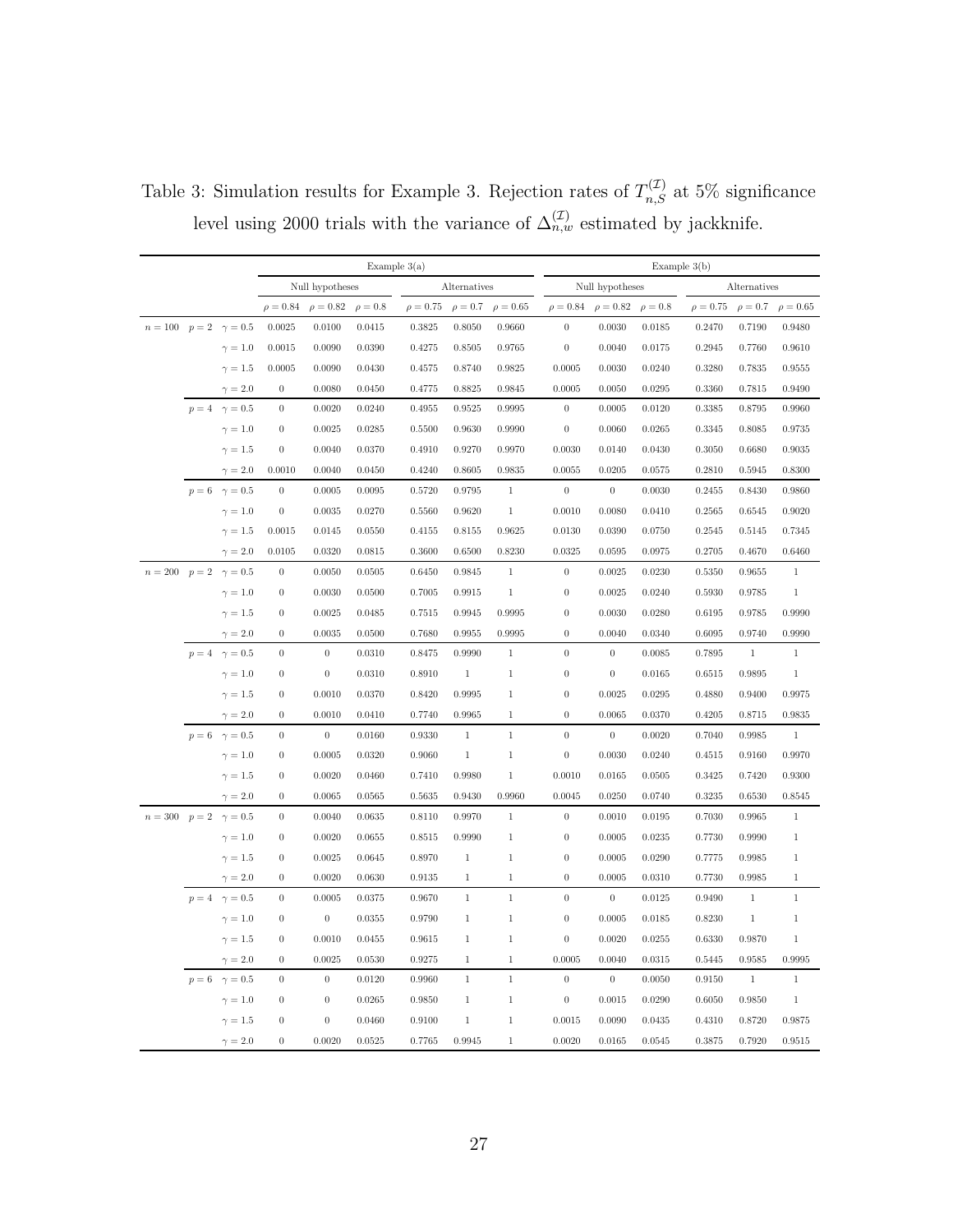Table 3: Simulation results for Example 3. Rejection rates of $T_{n,S}^{(\mathcal{I})}$ at 5% significance level using 2000 trials with the variance of $\Delta_{n,w}^{(\mathcal{I})}$ estimated by jackknife.

| | | | Example 3(a) | | | | | | Example 3(b) | | | | | |
|---|---|---|---|---|---|---|---|---|---|---|---|---|---|---|
| | | | Null hypotheses | | | Alternatives | | | Null hypotheses | | | Alternatives | | |
| | | | $\rho = 0.84$ | $\rho = 0.82$ | $\rho = 0.8$ | $\rho = 0.75$ | $\rho = 0.7$ | $\rho = 0.65$ | $\rho = 0.84$ | $\rho = 0.82$ | $\rho = 0.8$ | $\rho = 0.75$ | $\rho = 0.7$ | $\rho = 0.65$ |
| $n = 100$ | $p = 2$ | $\gamma = 0.5$ | 0.0025 | 0.0100 | 0.0415 | 0.3825 | 0.8050 | 0.9660 | 0 | 0.0030 | 0.0185 | 0.2470 | 0.7190 | 0.9480 |
| | | $\gamma = 1.0$ | 0.0015 | 0.0090 | 0.0390 | 0.4275 | 0.8505 | 0.9765 | 0 | 0.0040 | 0.0175 | 0.2945 | 0.7760 | 0.9610 |
| | | $\gamma = 1.5$ | 0.0005 | 0.0090 | 0.0430 | 0.4575 | 0.8740 | 0.9825 | 0.0005 | 0.0030 | 0.0240 | 0.3280 | 0.7835 | 0.9555 |
| | | $\gamma = 2.0$ | 0 | 0.0080 | 0.0450 | 0.4775 | 0.8825 | 0.9845 | 0.0005 | 0.0050 | 0.0295 | 0.3360 | 0.7815 | 0.9490 |
| | $p = 4$ | $\gamma = 0.5$ | 0 | 0.0020 | 0.0240 | 0.4955 | 0.9525 | 0.9995 | 0 | 0.0005 | 0.0120 | 0.3385 | 0.8795 | 0.9960 |
| | | $\gamma = 1.0$ | 0 | 0.0025 | 0.0285 | 0.5500 | 0.9630 | 0.9990 | 0 | 0.0060 | 0.0265 | 0.3345 | 0.8085 | 0.9735 |
| | | $\gamma = 1.5$ | 0 | 0.0040 | 0.0370 | 0.4910 | 0.9270 | 0.9970 | 0.0030 | 0.0140 | 0.0430 | 0.3050 | 0.6680 | 0.9035 |
| | | $\gamma = 2.0$ | 0.0010 | 0.0040 | 0.0450 | 0.4240 | 0.8605 | 0.9835 | 0.0055 | 0.0205 | 0.0575 | 0.2810 | 0.5945 | 0.8300 |
| | $p = 6$ | $\gamma = 0.5$ | 0 | 0.0005 | 0.0095 | 0.5720 | 0.9795 | 1 | 0 | 0 | 0.0030 | 0.2455 | 0.8430 | 0.9860 |
| | | $\gamma = 1.0$ | 0 | 0.0035 | 0.0270 | 0.5560 | 0.9620 | 1 | 0.0010 | 0.0080 | 0.0410 | 0.2565 | 0.6545 | 0.9020 |
| | | $\gamma = 1.5$ | 0.0015 | 0.0145 | 0.0550 | 0.4155 | 0.8155 | 0.9625 | 0.0130 | 0.0390 | 0.0750 | 0.2545 | 0.5145 | 0.7345 |
| | | $\gamma = 2.0$ | 0.0105 | 0.0320 | 0.0815 | 0.3600 | 0.6500 | 0.8230 | 0.0325 | 0.0595 | 0.0975 | 0.2705 | 0.4670 | 0.6460 |
| $n = 200$ | $p = 2$ | $\gamma = 0.5$ | 0 | 0.0050 | 0.0505 | 0.6450 | 0.9845 | 1 | 0 | 0.0025 | 0.0230 | 0.5350 | 0.9655 | 1 |
| | | $\gamma = 1.0$ | 0 | 0.0030 | 0.0500 | 0.7005 | 0.9915 | 1 | 0 | 0.0025 | 0.0240 | 0.5930 | 0.9785 | 1 |
| | | $\gamma = 1.5$ | 0 | 0.0025 | 0.0485 | 0.7515 | 0.9945 | 0.9995 | 0 | 0.0030 | 0.0280 | 0.6195 | 0.9785 | 0.9990 |
| | | $\gamma = 2.0$ | 0 | 0.0035 | 0.0500 | 0.7680 | 0.9955 | 0.9995 | 0 | 0.0040 | 0.0340 | 0.6095 | 0.9740 | 0.9990 |
| | $p = 4$ | $\gamma = 0.5$ | 0 | 0 | 0.0310 | 0.8475 | 0.9990 | 1 | 0 | 0 | 0.0085 | 0.7895 | 1 | 1 |
| | | $\gamma = 1.0$ | 0 | 0 | 0.0310 | 0.8910 | 1 | 1 | 0 | 0 | 0.0165 | 0.6515 | 0.9895 | 1 |
| | | $\gamma = 1.5$ | 0 | 0.0010 | 0.0370 | 0.8420 | 0.9995 | 1 | 0 | 0.0025 | 0.0295 | 0.4880 | 0.9400 | 0.9975 |
| | | $\gamma = 2.0$ | 0 | 0.0010 | 0.0410 | 0.7740 | 0.9965 | 1 | 0 | 0.0065 | 0.0370 | 0.4205 | 0.8715 | 0.9835 |
| | $p = 6$ | $\gamma = 0.5$ | 0 | 0 | 0.0160 | 0.9330 | 1 | 1 | 0 | 0 | 0.0020 | 0.7040 | 0.9985 | 1 |
| | | $\gamma = 1.0$ | 0 | 0.0005 | 0.0320 | 0.9060 | 1 | 1 | 0 | 0.0030 | 0.0240 | 0.4515 | 0.9160 | 0.9970 |
| | | $\gamma = 1.5$ | 0 | 0.0020 | 0.0460 | 0.7410 | 0.9980 | 1 | 0.0010 | 0.0165 | 0.0505 | 0.3425 | 0.7420 | 0.9300 |
| | | $\gamma = 2.0$ | 0 | 0.0065 | 0.0565 | 0.5635 | 0.9430 | 0.9960 | 0.0045 | 0.0250 | 0.0740 | 0.3235 | 0.6530 | 0.8545 |
| $n = 300$ | $p = 2$ | $\gamma = 0.5$ | 0 | 0.0040 | 0.0635 | 0.8110 | 0.9970 | 1 | 0 | 0.0010 | 0.0195 | 0.7030 | 0.9965 | 1 |
| | | $\gamma = 1.0$ | 0 | 0.0020 | 0.0655 | 0.8515 | 0.9990 | 1 | 0 | 0.0005 | 0.0235 | 0.7730 | 0.9990 | 1 |
| | | $\gamma = 1.5$ | 0 | 0.0025 | 0.0645 | 0.8970 | 1 | 1 | 0 | 0.0005 | 0.0290 | 0.7775 | 0.9985 | 1 |
| | | $\gamma = 2.0$ | 0 | 0.0020 | 0.0630 | 0.9135 | 1 | 1 | 0 | 0.0005 | 0.0310 | 0.7730 | 0.9985 | 1 |
| | $p = 4$ | $\gamma = 0.5$ | 0 | 0.0005 | 0.0375 | 0.9670 | 1 | 1 | 0 | 0 | 0.0125 | 0.9490 | 1 | 1 |
| | | $\gamma = 1.0$ | 0 | 0 | 0.0355 | 0.9790 | 1 | 1 | 0 | 0.0005 | 0.0185 | 0.8230 | 1 | 1 |
| | | $\gamma = 1.5$ | 0 | 0.0010 | 0.0455 | 0.9615 | 1 | 1 | 0 | 0.0020 | 0.0255 | 0.6330 | 0.9870 | 1 |
| | | $\gamma = 2.0$ | 0 | 0.0025 | 0.0530 | 0.9275 | 1 | 1 | 0.0005 | 0.0040 | 0.0315 | 0.5445 | 0.9585 | 0.9995 |
| | $p = 6$ | $\gamma = 0.5$ | 0 | 0 | 0.0120 | 0.9960 | 1 | 1 | 0 | 0 | 0.0050 | 0.9150 | 1 | 1 |
| | | $\gamma = 1.0$ | 0 | 0 | 0.0265 | 0.9850 | 1 | 1 | 0 | 0.0015 | 0.0290 | 0.6050 | 0.9850 | 1 |
| | | $\gamma = 1.5$ | 0 | 0 | 0.0460 | 0.9100 | 1 | 1 | 0.0015 | 0.0090 | 0.0435 | 0.4310 | 0.8720 | 0.9875 |
| | | $\gamma = 2.0$ | 0 | 0.0020 | 0.0525 | 0.7765 | 0.9945 | 1 | 0.0020 | 0.0165 | 0.0545 | 0.3875 | 0.7920 | 0.9515 |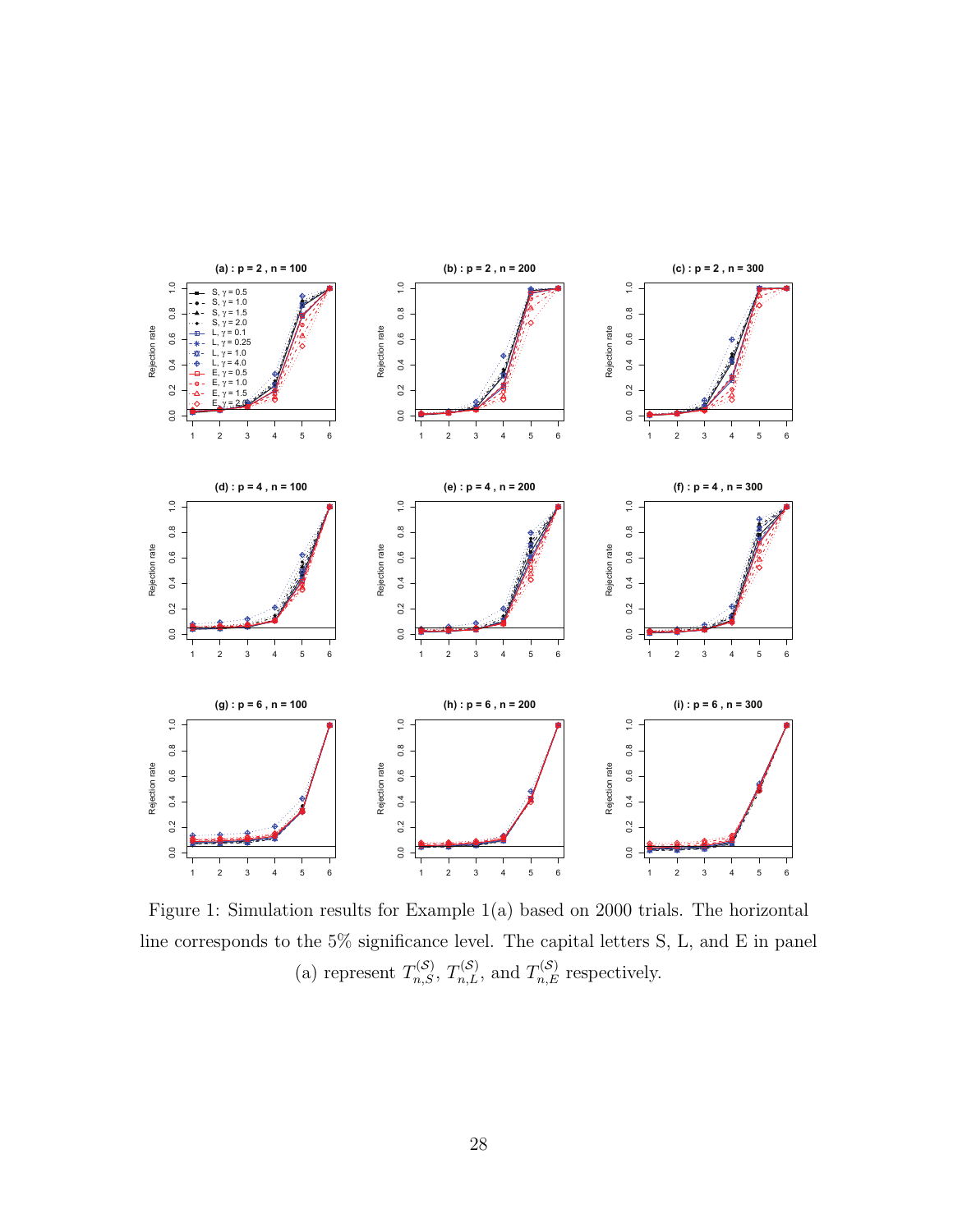Figure 1: Simulation results for Example 1(a) based on 2000 trials. The horizontal line corresponds to the 5% significance level. The capital letters S, L, and E in panel (a) represent $T_{n,S}^{(\mathcal{S})}$, $T_{n,L}^{(\mathcal{S})}$, and $T_{n,E}^{(\mathcal{S})}$ respectively.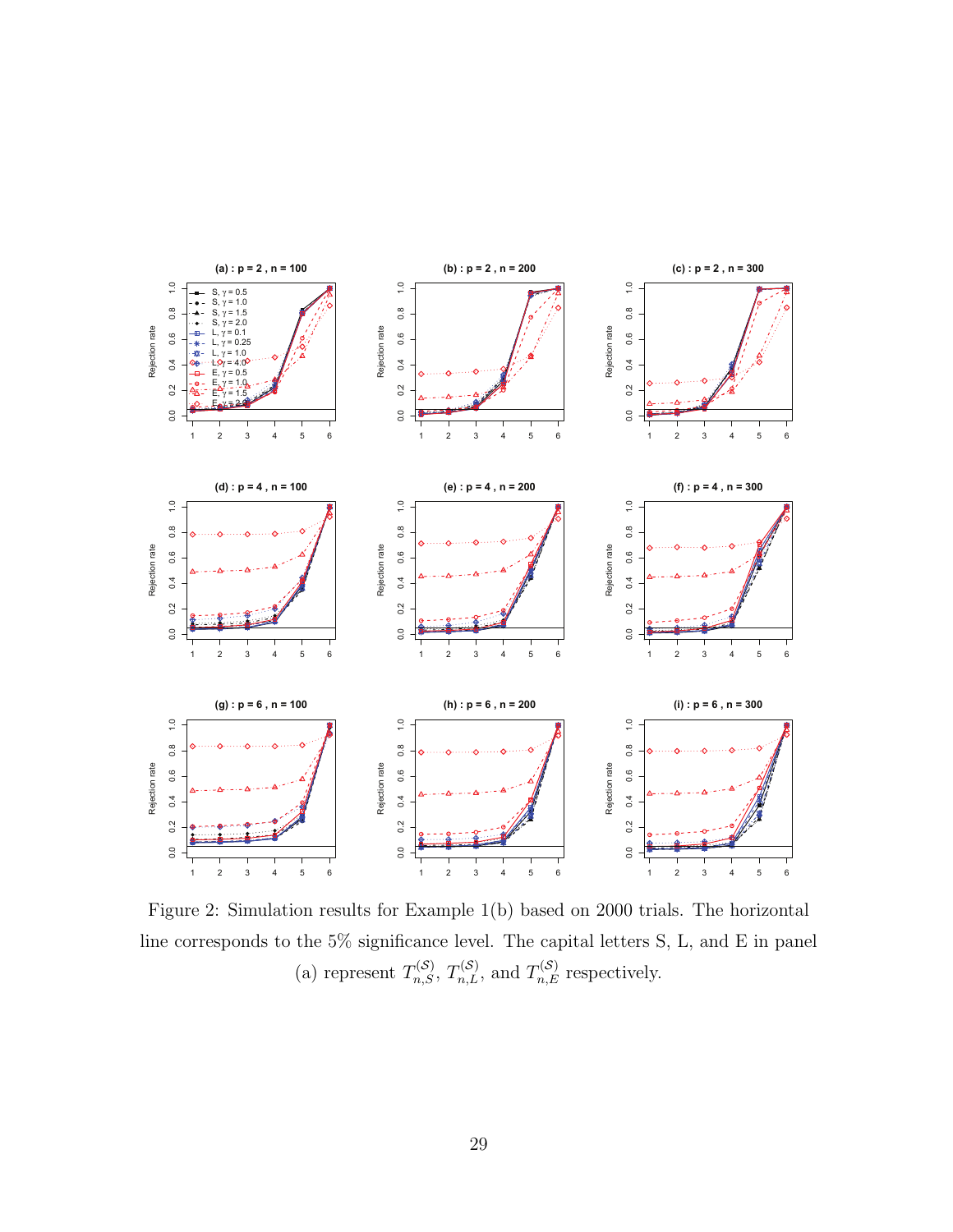Figure 2: Simulation results for Example 1(b) based on 2000 trials. The horizontal line corresponds to the 5% significance level. The capital letters S, L, and E in panel (a) represent $T_{n,S}^{(\mathcal{S})}$, $T_{n,L}^{(\mathcal{S})}$, and $T_{n,E}^{(\mathcal{S})}$ respectively.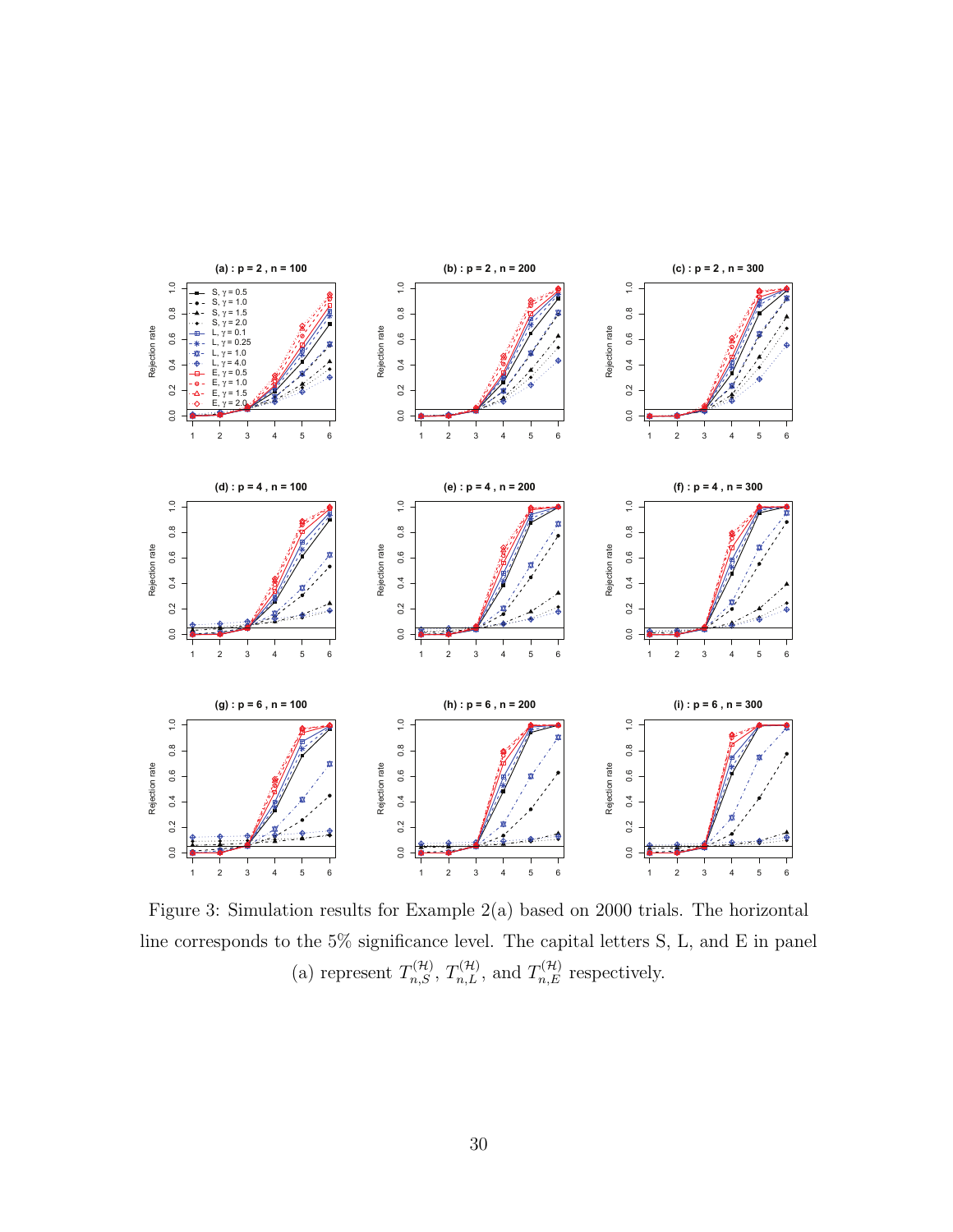Figure 3: Simulation results for Example 2(a) based on 2000 trials. The horizontal line corresponds to the 5% significance level. The capital letters S, L, and E in panel (a) represent $T_{n,S}^{(\mathcal{H})}$, $T_{n,L}^{(\mathcal{H})}$, and $T_{n,E}^{(\mathcal{H})}$ respectively.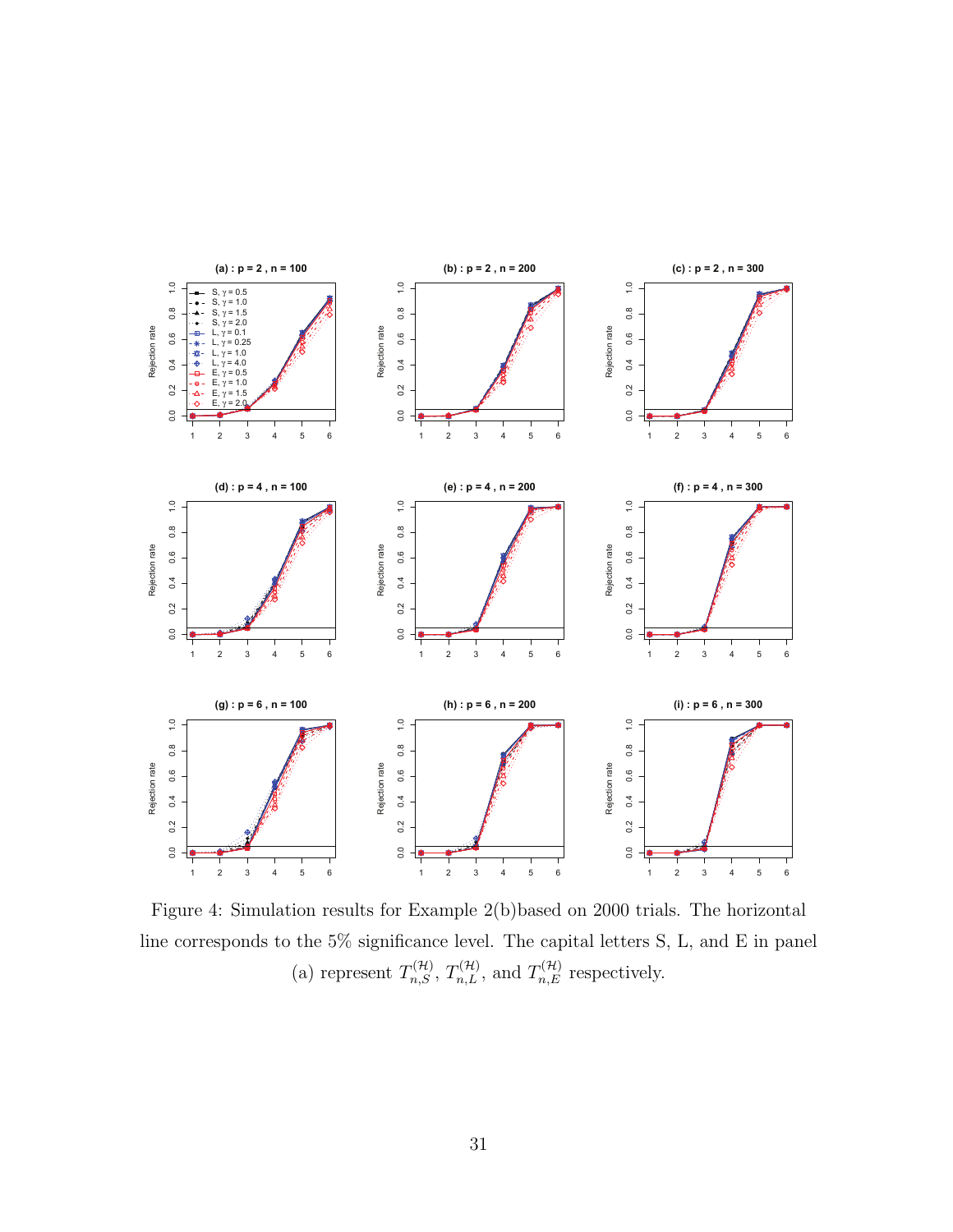Figure 4: Simulation results for Example 2(b)based on 2000 trials. The horizontal line corresponds to the 5% significance level. The capital letters S, L, and E in panel (a) represent $T_{n,S}^{(\mathcal{H})}$, $T_{n,L}^{(\mathcal{H})}$, and $T_{n,E}^{(\mathcal{H})}$ respectively.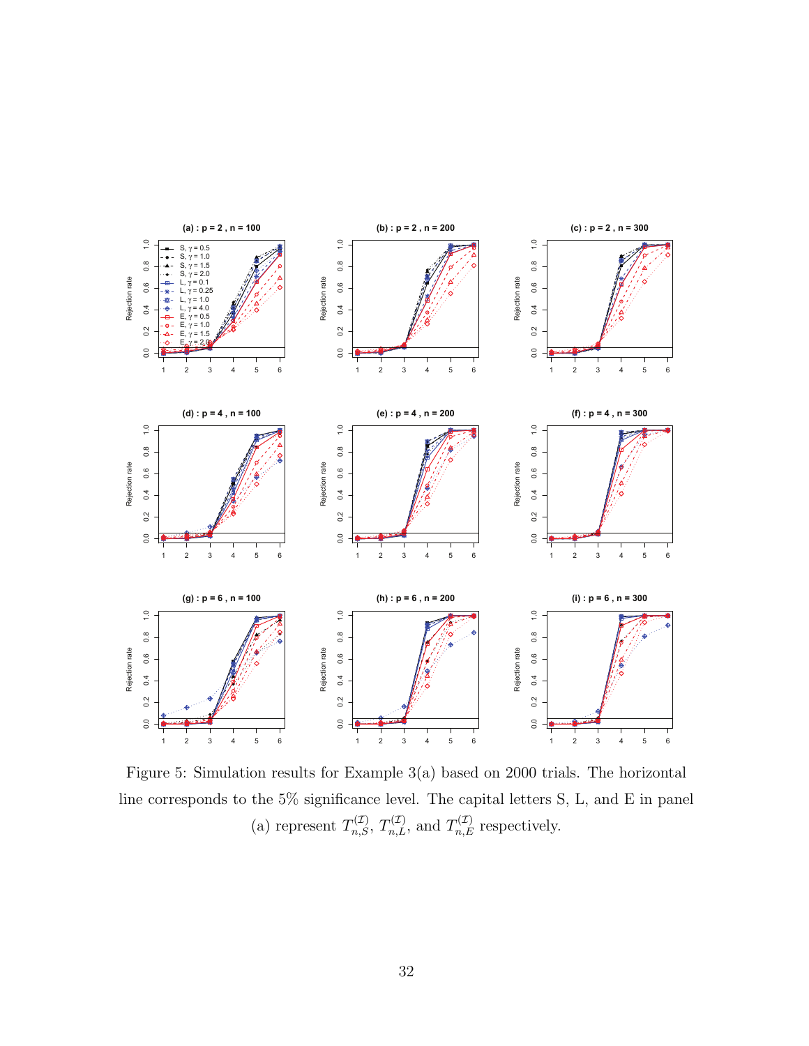Figure 5: Simulation results for Example 3(a) based on 2000 trials. The horizontal line corresponds to the 5% significance level. The capital letters S, L, and E in panel (a) represent $T_{n,S}^{(\mathcal{I})}$, $T_{n,L}^{(\mathcal{I})}$, and $T_{n,E}^{(\mathcal{I})}$ respectively.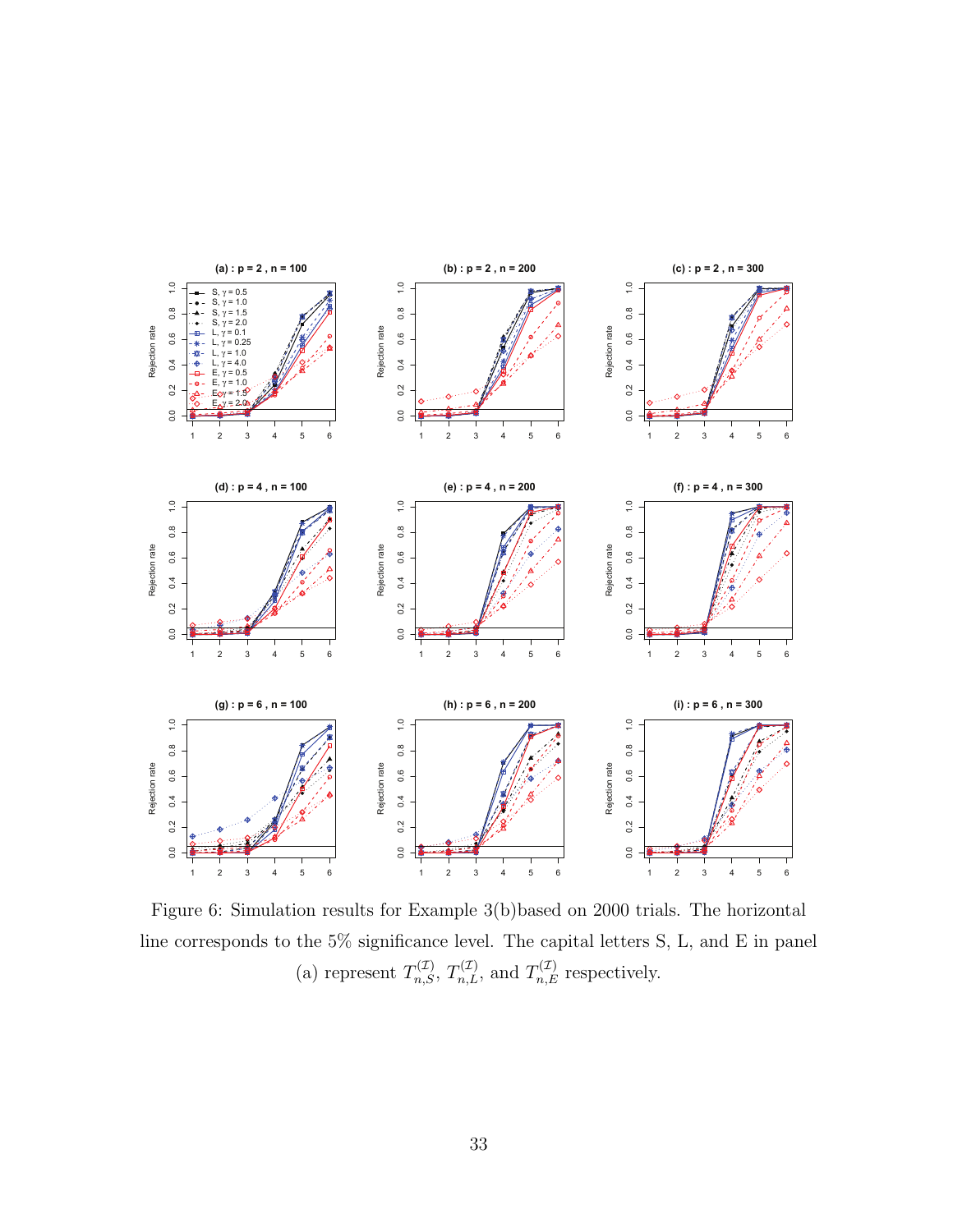Figure 6: Simulation results for Example 3(b)based on 2000 trials. The horizontal line corresponds to the 5% significance level. The capital letters S, L, and E in panel (a) represent $T_{n,S}^{(\mathcal{I})}$, $T_{n,L}^{(\mathcal{I})}$, and $T_{n,E}^{(\mathcal{I})}$ respectively.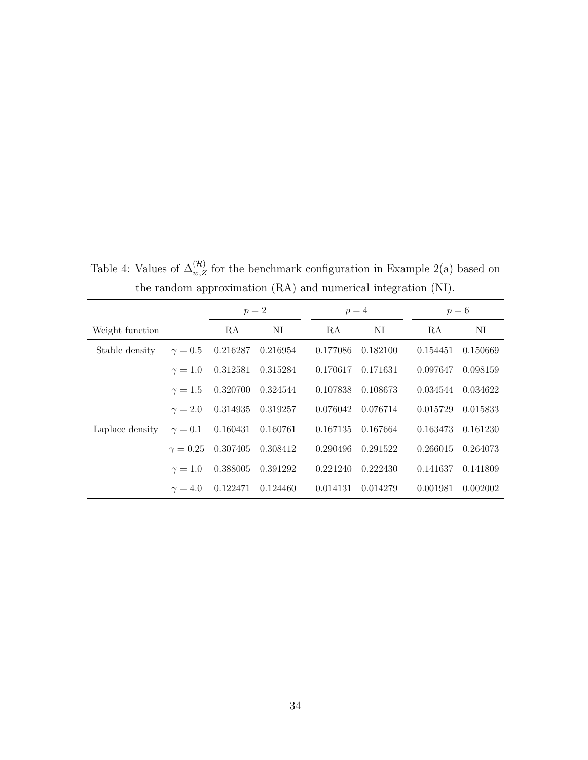Table 4: Values of $\Delta_{w,Z}^{(\mathcal{H})}$ for the benchmark configuration in Example 2(a) based on the random approximation (RA) and numerical integration (NI).

| | | $p = 2$ | | $p = 4$ | | $p = 6$ | |
|---|---|---|---|---|---|---|---|
| Weight function | | RA | NI | RA | NI | RA | NI |
| Stable density | $\gamma = 0.5$ | 0.216287 | 0.216954 | 0.177086 | 0.182100 | 0.154451 | 0.150669 |
| | $\gamma = 1.0$ | 0.312581 | 0.315284 | 0.170617 | 0.171631 | 0.097647 | 0.098159 |
| | $\gamma = 1.5$ | 0.320700 | 0.324544 | 0.107838 | 0.108673 | 0.034544 | 0.034622 |
| | $\gamma = 2.0$ | 0.314935 | 0.319257 | 0.076042 | 0.076714 | 0.015729 | 0.015833 |
| Laplace density | $\gamma = 0.1$ | 0.160431 | 0.160761 | 0.167135 | 0.167664 | 0.163473 | 0.161230 |
| | $\gamma = 0.25$ | 0.307405 | 0.308412 | 0.290496 | 0.291522 | 0.266015 | 0.264073 |
| | $\gamma = 1.0$ | 0.388005 | 0.391292 | 0.221240 | 0.222430 | 0.141637 | 0.141809 |
| | $\gamma = 4.0$ | 0.122471 | 0.124460 | 0.014131 | 0.014279 | 0.001981 | 0.002002 |